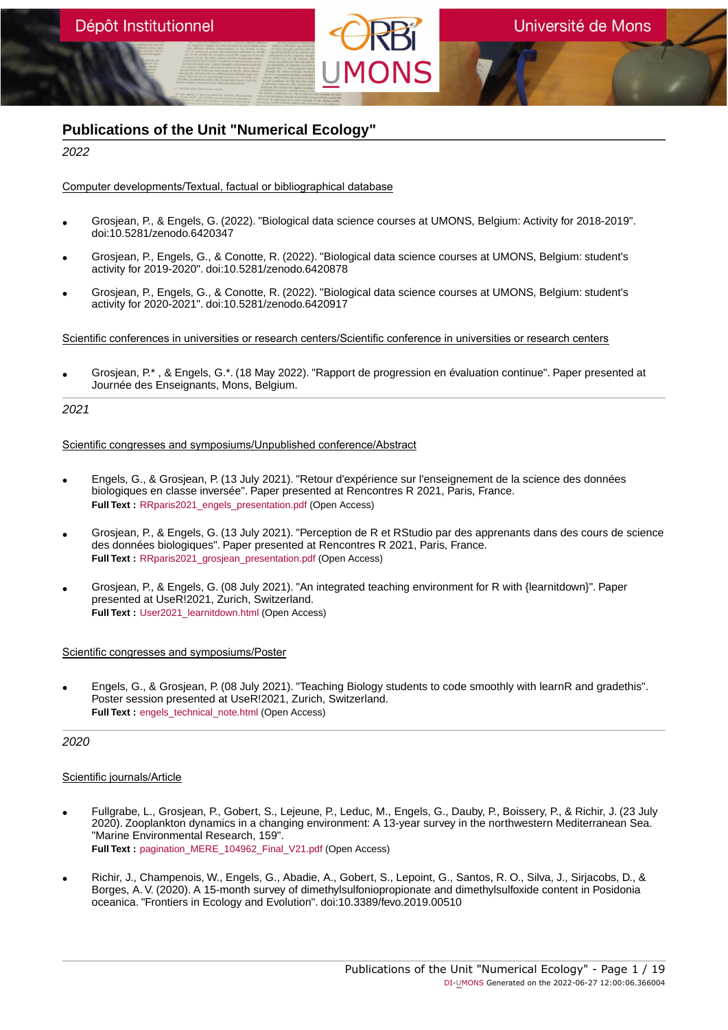# Publications of the Unit "Numerical Ecology"

*2022*

Computer developments/Textual, factual or bibliographical database

- Grosjean, P., & Engels, G. (2022). "Biological data science courses at UMONS, Belgium: Activity for 2018-2019". doi:10.5281/zenodo.6420347
- Grosjean, P., Engels, G., & Conotte, R. (2022). "Biological data science courses at UMONS, Belgium: student's activity for 2019-2020". doi:10.5281/zenodo.6420878
- Grosjean, P., Engels, G., & Conotte, R. (2022). "Biological data science courses at UMONS, Belgium: student's activity for 2020-2021". doi:10.5281/zenodo.6420917

Scientific conferences in universities or research centers/Scientific conference in universities or research centers

- Grosjean, P.* , & Engels, G.*. (18 May 2022). "Rapport de progression en évaluation continue". Paper presented at Journée des Enseignants, Mons, Belgium.

*2021*

Scientific congresses and symposiums/Unpublished conference/Abstract

- Engels, G., & Grosjean, P. (13 July 2021). "Retour d'expérience sur l'enseignement de la science des données biologiques en classe inversée". Paper presented at Rencontres R 2021, Paris, France.
  **Full Text :** RRparis2021_engels_presentation.pdf (Open Access)
- Grosjean, P., & Engels, G. (13 July 2021). "Perception de R et RStudio par des apprenants dans des cours de science des données biologiques". Paper presented at Rencontres R 2021, Paris, France.
  **Full Text :** RRparis2021_grosjean_presentation.pdf (Open Access)
- Grosjean, P., & Engels, G. (08 July 2021). "An integrated teaching environment for R with {learnitdown}". Paper presented at UseR!2021, Zurich, Switzerland.
  **Full Text :** User2021_learnitdown.html (Open Access)

Scientific congresses and symposiums/Poster

- Engels, G., & Grosjean, P. (08 July 2021). "Teaching Biology students to code smoothly with learnR and gradethis". Poster session presented at UseR!2021, Zurich, Switzerland.
  **Full Text :** engels_technical_note.html (Open Access)

*2020*

Scientific journals/Article

- Fullgrabe, L., Grosjean, P., Gobert, S., Lejeune, P., Leduc, M., Engels, G., Dauby, P., Boissery, P., & Richir, J. (23 July 2020). Zooplankton dynamics in a changing environment: A 13-year survey in the northwestern Mediterranean Sea. "Marine Environmental Research, 159".
  **Full Text :** pagination_MERE_104962_Final_V21.pdf (Open Access)
- Richir, J., Champenois, W., Engels, G., Abadie, A., Gobert, S., Lepoint, G., Santos, R. O., Silva, J., Sirjacobs, D., & Borges, A. V. (2020). A 15-month survey of dimethylsulfoniopropionate and dimethylsulfoxide content in Posidonia oceanica. "Frontiers in Ecology and Evolution". doi:10.3389/fevo.2019.00510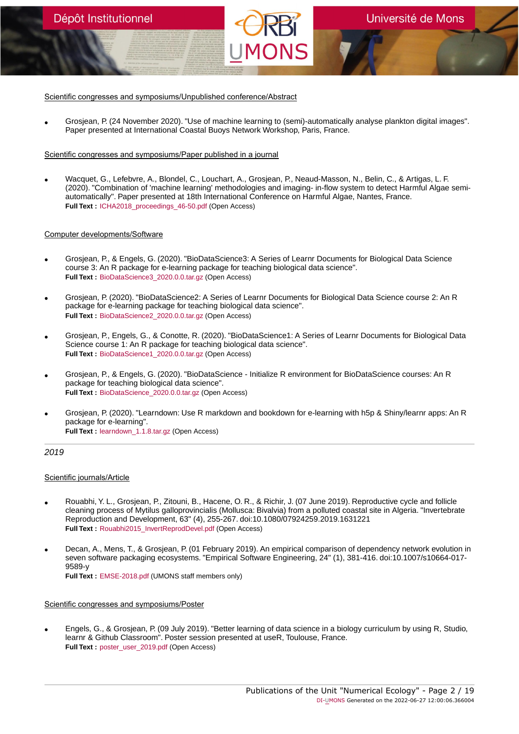Scientific congresses and symposiums/Unpublished conference/Abstract

- Grosjean, P. (24 November 2020). "Use of machine learning to (semi)-automatically analyse plankton digital images". Paper presented at International Coastal Buoys Network Workshop, Paris, France.

Scientific congresses and symposiums/Paper published in a journal

- Wacquet, G., Lefebvre, A., Blondel, C., Louchart, A., Grosjean, P., Neaud-Masson, N., Belin, C., & Artigas, L. F. (2020). "Combination of 'machine learning' methodologies and imaging- in-flow system to detect Harmful Algae semi-automatically". Paper presented at 18th International Conference on Harmful Algae, Nantes, France.
  **Full Text :** ICHA2018_proceedings_46-50.pdf (Open Access)

Computer developments/Software

- Grosjean, P., & Engels, G. (2020). "BioDataScience3: A Series of Learnr Documents for Biological Data Science course 3: An R package for e-learning package for teaching biological data science".
  **Full Text :** BioDataScience3_2020.0.0.tar.gz (Open Access)

- Grosjean, P. (2020). "BioDataScience2: A Series of Learnr Documents for Biological Data Science course 2: An R package for e-learning package for teaching biological data science".
  **Full Text :** BioDataScience2_2020.0.0.tar.gz (Open Access)

- Grosjean, P., Engels, G., & Conotte, R. (2020). "BioDataScience1: A Series of Learnr Documents for Biological Data Science course 1: An R package for teaching biological data science".
  **Full Text :** BioDataScience1_2020.0.0.tar.gz (Open Access)

- Grosjean, P., & Engels, G. (2020). "BioDataScience - Initialize R environment for BioDataScience courses: An R package for teaching biological data science".
  **Full Text :** BioDataScience_2020.0.0.tar.gz (Open Access)

- Grosjean, P. (2020). "Learndown: Use R markdown and bookdown for e-learning with h5p & Shiny/learnr apps: An R package for e-learning".
  **Full Text :** learndown_1.1.8.tar.gz (Open Access)

*2019*

Scientific journals/Article

- Rouabhi, Y. L., Grosjean, P., Zitouni, B., Hacene, O. R., & Richir, J. (07 June 2019). Reproductive cycle and follicle cleaning process of Mytilus galloprovincialis (Mollusca: Bivalvia) from a polluted coastal site in Algeria. "Invertebrate Reproduction and Development, 63" (4), 255-267. doi:10.1080/07924259.2019.1631221
  **Full Text :** Rouabhi2015_InvertReprodDevel.pdf (Open Access)

- Decan, A., Mens, T., & Grosjean, P. (01 February 2019). An empirical comparison of dependency network evolution in seven software packaging ecosystems. "Empirical Software Engineering, 24" (1), 381-416. doi:10.1007/s10664-017-9589-y
  **Full Text :** EMSE-2018.pdf (UMONS staff members only)

Scientific congresses and symposiums/Poster

- Engels, G., & Grosjean, P. (09 July 2019). "Better learning of data science in a biology curriculum by using R, Studio, learnr & Github Classroom". Poster session presented at useR, Toulouse, France.
  **Full Text :** poster_user_2019.pdf (Open Access)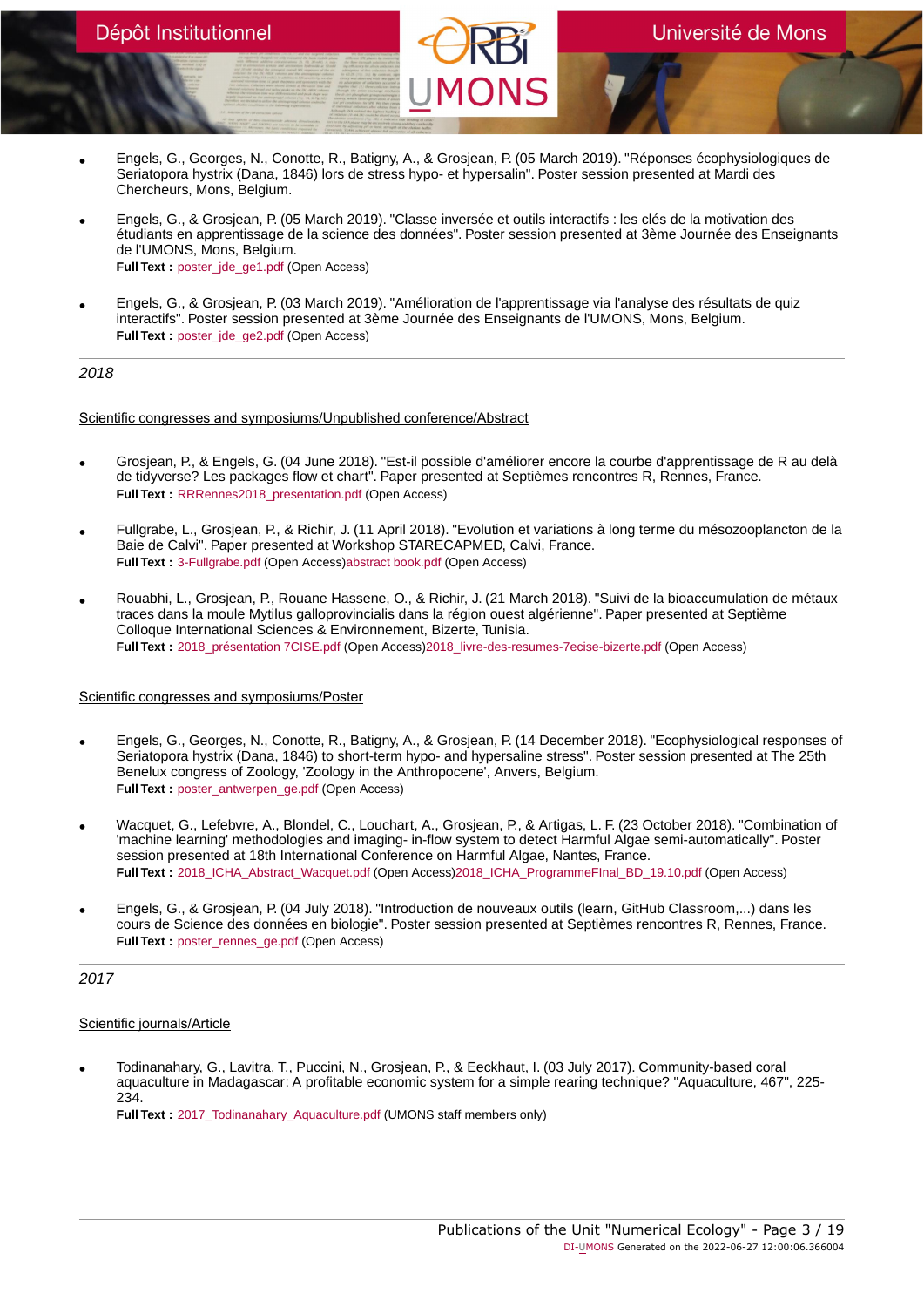- Engels, G., Georges, N., Conotte, R., Batigny, A., & Grosjean, P. (05 March 2019). "Réponses écophysiologiques de Seriatopora hystrix (Dana, 1846) lors de stress hypo- et hypersalin". Poster session presented at Mardi des Chercheurs, Mons, Belgium.

- Engels, G., & Grosjean, P. (05 March 2019). "Classe inversée et outils interactifs : les clés de la motivation des étudiants en apprentissage de la science des données". Poster session presented at 3ème Journée des Enseignants de l'UMONS, Mons, Belgium.
  **Full Text :** poster_jde_ge1.pdf (Open Access)

- Engels, G., & Grosjean, P. (03 March 2019). "Amélioration de l'apprentissage via l'analyse des résultats de quiz interactifs". Poster session presented at 3ème Journée des Enseignants de l'UMONS, Mons, Belgium.
  **Full Text :** poster_jde_ge2.pdf (Open Access)

---

*2018*

Scientific congresses and symposiums/Unpublished conference/Abstract

- Grosjean, P., & Engels, G. (04 June 2018). "Est-il possible d'améliorer encore la courbe d'apprentissage de R au delà de tidyverse? Les packages flow et chart". Paper presented at Septièmes rencontres R, Rennes, France.
  **Full Text :** RRRennes2018_presentation.pdf (Open Access)

- Fullgrabe, L., Grosjean, P., & Richir, J. (11 April 2018). "Evolution et variations à long terme du mésozooplancton de la Baie de Calvi". Paper presented at Workshop STARECAPMED, Calvi, France.
  **Full Text :** 3-Fullgrabe.pdf (Open Access)abstract book.pdf (Open Access)

- Rouabhi, L., Grosjean, P., Rouane Hassene, O., & Richir, J. (21 March 2018). "Suivi de la bioaccumulation de métaux traces dans la moule Mytilus galloprovincialis dans la région ouest algérienne". Paper presented at Septième Colloque International Sciences & Environnement, Bizerte, Tunisia.
  **Full Text :** 2018_présentation 7CISE.pdf (Open Access)2018_livre-des-resumes-7ecise-bizerte.pdf (Open Access)

Scientific congresses and symposiums/Poster

- Engels, G., Georges, N., Conotte, R., Batigny, A., & Grosjean, P. (14 December 2018). "Ecophysiological responses of Seriatopora hystrix (Dana, 1846) to short-term hypo- and hypersaline stress". Poster session presented at The 25th Benelux congress of Zoology, 'Zoology in the Anthropocene', Anvers, Belgium.
  **Full Text :** poster_antwerpen_ge.pdf (Open Access)

- Wacquet, G., Lefebvre, A., Blondel, C., Louchart, A., Grosjean, P., & Artigas, L. F. (23 October 2018). "Combination of 'machine learning' methodologies and imaging- in-flow system to detect Harmful Algae semi-automatically". Poster session presented at 18th International Conference on Harmful Algae, Nantes, France.
  **Full Text :** 2018_ICHA_Abstract_Wacquet.pdf (Open Access)2018_ICHA_ProgrammeFInal_BD_19.10.pdf (Open Access)

- Engels, G., & Grosjean, P. (04 July 2018). "Introduction de nouveaux outils (learn, GitHub Classroom,...) dans les cours de Science des données en biologie". Poster session presented at Septièmes rencontres R, Rennes, France.
  **Full Text :** poster_rennes_ge.pdf (Open Access)

---

*2017*

Scientific journals/Article

- Todinanahary, G., Lavitra, T., Puccini, N., Grosjean, P., & Eeckhaut, I. (03 July 2017). Community-based coral aquaculture in Madagascar: A profitable economic system for a simple rearing technique? "Aquaculture, 467", 225-234.
  **Full Text :** 2017_Todinanahary_Aquaculture.pdf (UMONS staff members only)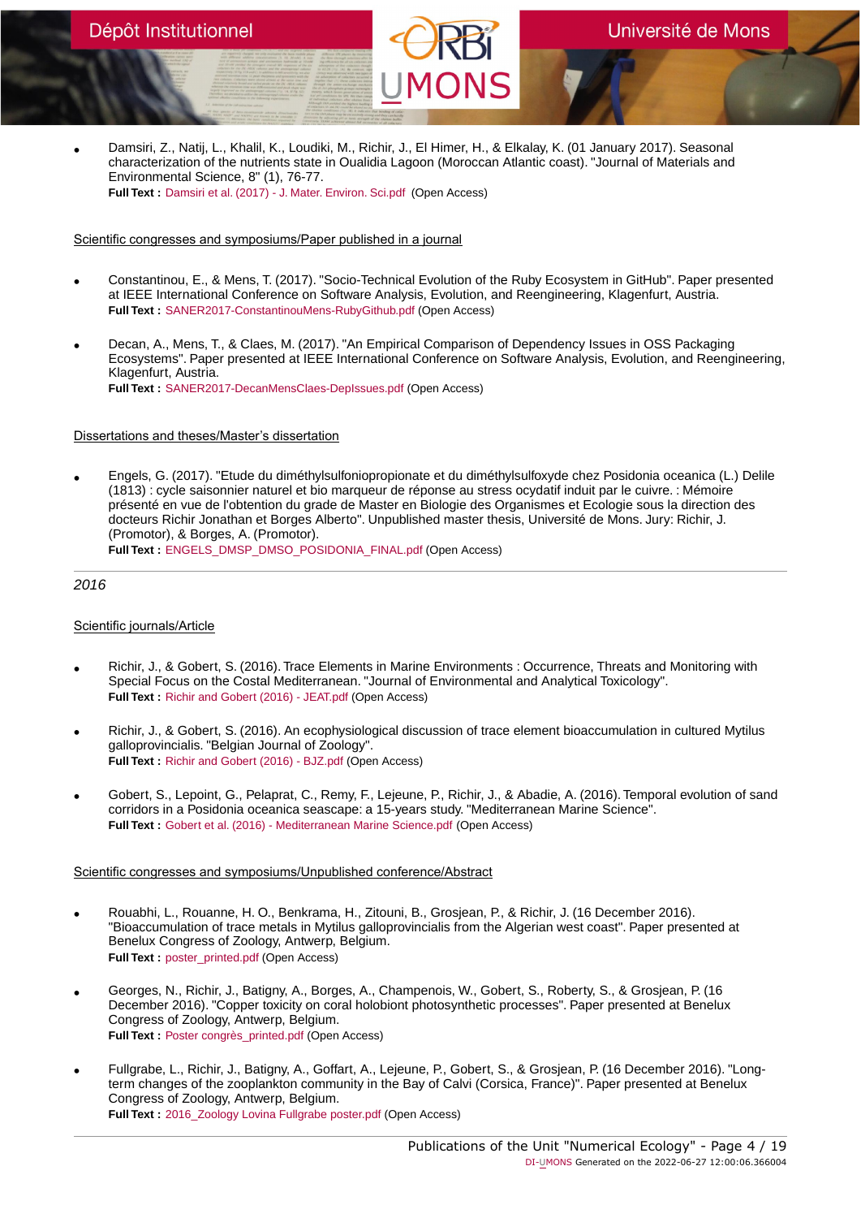- Damsiri, Z., Natij, L., Khalil, K., Loudiki, M., Richir, J., El Himer, H., & Elkalay, K. (01 January 2017). Seasonal characterization of the nutrients state in Oualidia Lagoon (Moroccan Atlantic coast). "Journal of Materials and Environmental Science, 8" (1), 76-77.
  **Full Text :** Damsiri et al. (2017) - J. Mater. Environ. Sci.pdf (Open Access)

Scientific congresses and symposiums/Paper published in a journal

- Constantinou, E., & Mens, T. (2017). "Socio-Technical Evolution of the Ruby Ecosystem in GitHub". Paper presented at IEEE International Conference on Software Analysis, Evolution, and Reengineering, Klagenfurt, Austria.
  **Full Text :** SANER2017-ConstantinouMens-RubyGithub.pdf (Open Access)

- Decan, A., Mens, T., & Claes, M. (2017). "An Empirical Comparison of Dependency Issues in OSS Packaging Ecosystems". Paper presented at IEEE International Conference on Software Analysis, Evolution, and Reengineering, Klagenfurt, Austria.
  **Full Text :** SANER2017-DecanMensClaes-DepIssues.pdf (Open Access)

Dissertations and theses/Master's dissertation

- Engels, G. (2017). "Etude du diméthylsulfoniopropionate et du diméthylsulfoxyde chez Posidonia oceanica (L.) Delile (1813) : cycle saisonnier naturel et bio marqueur de réponse au stress ocydatif induit par le cuivre. : Mémoire présenté en vue de l'obtention du grade de Master en Biologie des Organismes et Ecologie sous la direction des docteurs Richir Jonathan et Borges Alberto". Unpublished master thesis, Université de Mons. Jury: Richir, J. (Promotor), & Borges, A. (Promotor).
  **Full Text :** ENGELS_DMSP_DMSO_POSIDONIA_FINAL.pdf (Open Access)

---

*2016*

Scientific journals/Article

- Richir, J., & Gobert, S. (2016). Trace Elements in Marine Environments : Occurrence, Threats and Monitoring with Special Focus on the Costal Mediterranean. "Journal of Environmental and Analytical Toxicology".
  **Full Text :** Richir and Gobert (2016) - JEAT.pdf (Open Access)

- Richir, J., & Gobert, S. (2016). An ecophysiological discussion of trace element bioaccumulation in cultured Mytilus galloprovincialis. "Belgian Journal of Zoology".
  **Full Text :** Richir and Gobert (2016) - BJZ.pdf (Open Access)

- Gobert, S., Lepoint, G., Pelaprat, C., Remy, F., Lejeune, P., Richir, J., & Abadie, A. (2016). Temporal evolution of sand corridors in a Posidonia oceanica seascape: a 15-years study. "Mediterranean Marine Science".
  **Full Text :** Gobert et al. (2016) - Mediterranean Marine Science.pdf (Open Access)

Scientific congresses and symposiums/Unpublished conference/Abstract

- Rouabhi, L., Rouanne, H. O., Benkrama, H., Zitouni, B., Grosjean, P., & Richir, J. (16 December 2016). "Bioaccumulation of trace metals in Mytilus galloprovincialis from the Algerian west coast". Paper presented at Benelux Congress of Zoology, Antwerp, Belgium.
  **Full Text :** poster_printed.pdf (Open Access)

- Georges, N., Richir, J., Batigny, A., Borges, A., Champenois, W., Gobert, S., Roberty, S., & Grosjean, P. (16 December 2016). "Copper toxicity on coral holobiont photosynthetic processes". Paper presented at Benelux Congress of Zoology, Antwerp, Belgium.
  **Full Text :** Poster congrès_printed.pdf (Open Access)

- Fullgrabe, L., Richir, J., Batigny, A., Goffart, A., Lejeune, P., Gobert, S., & Grosjean, P. (16 December 2016). "Long-term changes of the zooplankton community in the Bay of Calvi (Corsica, France)". Paper presented at Benelux Congress of Zoology, Antwerp, Belgium.
  **Full Text :** 2016_Zoology Lovina Fullgrabe poster.pdf (Open Access)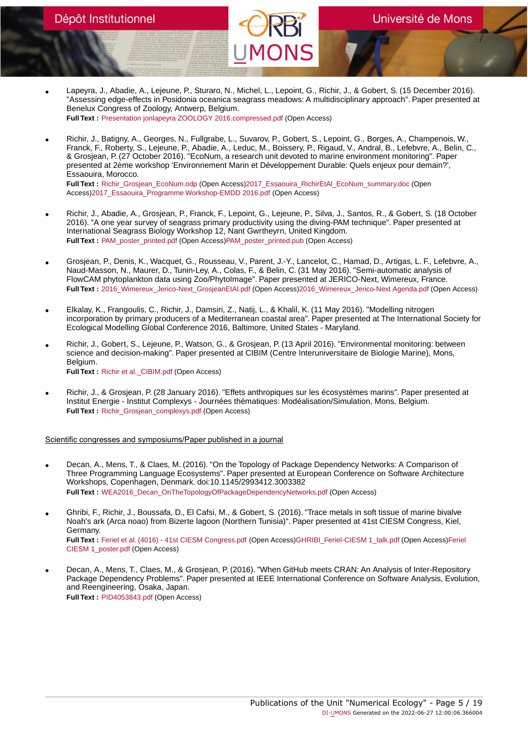- Lapeyra, J., Abadie, A., Lejeune, P., Sturaro, N., Michel, L., Lepoint, G., Richir, J., & Gobert, S. (15 December 2016). "Assessing edge-effects in Posidonia oceanica seagrass meadows: A multidisciplinary approach". Paper presented at Benelux Congress of Zoology, Antwerp, Belgium.
  **Full Text :** Presentation jonlapeyra ZOOLOGY 2016.compressed.pdf (Open Access)

- Richir, J., Batigny, A., Georges, N., Fullgrabe, L., Suvarov, P., Gobert, S., Lepoint, G., Borges, A., Champenois, W., Franck, F., Roberty, S., Lejeune, P., Abadie, A., Leduc, M., Boissery, P., Rigaud, V., Andral, B., Lefebvre, A., Belin, C., & Grosjean, P. (27 October 2016). "EcoNum, a research unit devoted to marine environment monitoring". Paper presented at 2ème workshop 'Environnement Marin et Développement Durable: Quels enjeux pour demain?', Essaouira, Morocco.
  **Full Text :** Richir_Grosjean_EcoNum.odp (Open Access)2017_Essaouira_RichirEtAl_EcoNum_summary.doc (Open Access)2017_Essaouira_Programme Workshop-EMDD 2016.pdf (Open Access)

- Richir, J., Abadie, A., Grosjean, P., Franck, F., Lepoint, G., Lejeune, P., Silva, J., Santos, R., & Gobert, S. (18 October 2016). "A one year survey of seagrass primary productivity using the diving-PAM technique". Paper presented at International Seagrass Biology Workshop 12, Nant Gwrtheyrn, United Kingdom.
  **Full Text :** PAM_poster_printed.pdf (Open Access)PAM_poster_printed.pub (Open Access)

- Grosjean, P., Denis, K., Wacquet, G., Rousseau, V., Parent, J.-Y., Lancelot, C., Hamad, D., Artigas, L. F., Lefebvre, A., Naud-Masson, N., Maurer, D., Tunin-Ley, A., Colas, F., & Belin, C. (31 May 2016). "Semi-automatic analysis of FlowCAM phytoplankton data using Zoo/PhytoImage". Paper presented at JERICO-Next, Wimereux, France.
  **Full Text :** 2016_Wimereux_Jerico-Next_GrosjeanEtAl.pdf (Open Access)2016_Wimereux_Jerico-Next Agenda.pdf (Open Access)

- Elkalay, K., Frangoulis, C., Richir, J., Damsiri, Z., Natij, L., & Khalil, K. (11 May 2016). "Modelling nitrogen incorporation by primary producers of a Mediterranean coastal area". Paper presented at The International Society for Ecological Modelling Global Conference 2016, Baltimore, United States - Maryland.

- Richir, J., Gobert, S., Lejeune, P., Watson, G., & Grosjean, P. (13 April 2016). "Environmental monitoring: between science and decision-making". Paper presented at CIBIM (Centre Interuniversitaire de Biologie Marine), Mons, Belgium.
  **Full Text :** Richir et al._CIBIM.pdf (Open Access)

- Richir, J., & Grosjean, P. (28 January 2016). "Effets anthropiques sur les écosystèmes marins". Paper presented at Institut Energie - Institut Complexys - Journées thématiques: Modéalisation/Simulation, Mons, Belgium.
  **Full Text :** Richir_Grosjean_complexys.pdf (Open Access)

Scientific congresses and symposiums/Paper published in a journal

- Decan, A., Mens, T., & Claes, M. (2016). "On the Topology of Package Dependency Networks: A Comparison of Three Programming Language Ecosystems". Paper presented at European Conference on Software Architecture Workshops, Copenhagen, Denmark. doi:10.1145/2993412.3003382
  **Full Text :** WEA2016_Decan_OnTheTopologyOfPackageDependencyNetworks.pdf (Open Access)

- Ghribi, F., Richir, J., Boussafa, D., El Cafsi, M., & Gobert, S. (2016). "Trace metals in soft tissue of marine bivalve Noah's ark (Arca noao) from Bizerte lagoon (Northern Tunisia)". Paper presented at 41st CIESM Congress, Kiel, Germany.
  **Full Text :** Feriel et al. (4016) - 41st CIESM Congress.pdf (Open Access)GHRIBI_Feriel-CIESM 1_talk.pdf (Open Access)Feriel CIESM 1_poster.pdf (Open Access)

- Decan, A., Mens, T., Claes, M., & Grosjean, P. (2016). "When GitHub meets CRAN: An Analysis of Inter-Repository Package Dependency Problems". Paper presented at IEEE International Conference on Software Analysis, Evolution, and Reengineering, Osaka, Japan.
  **Full Text :** PID4053843.pdf (Open Access)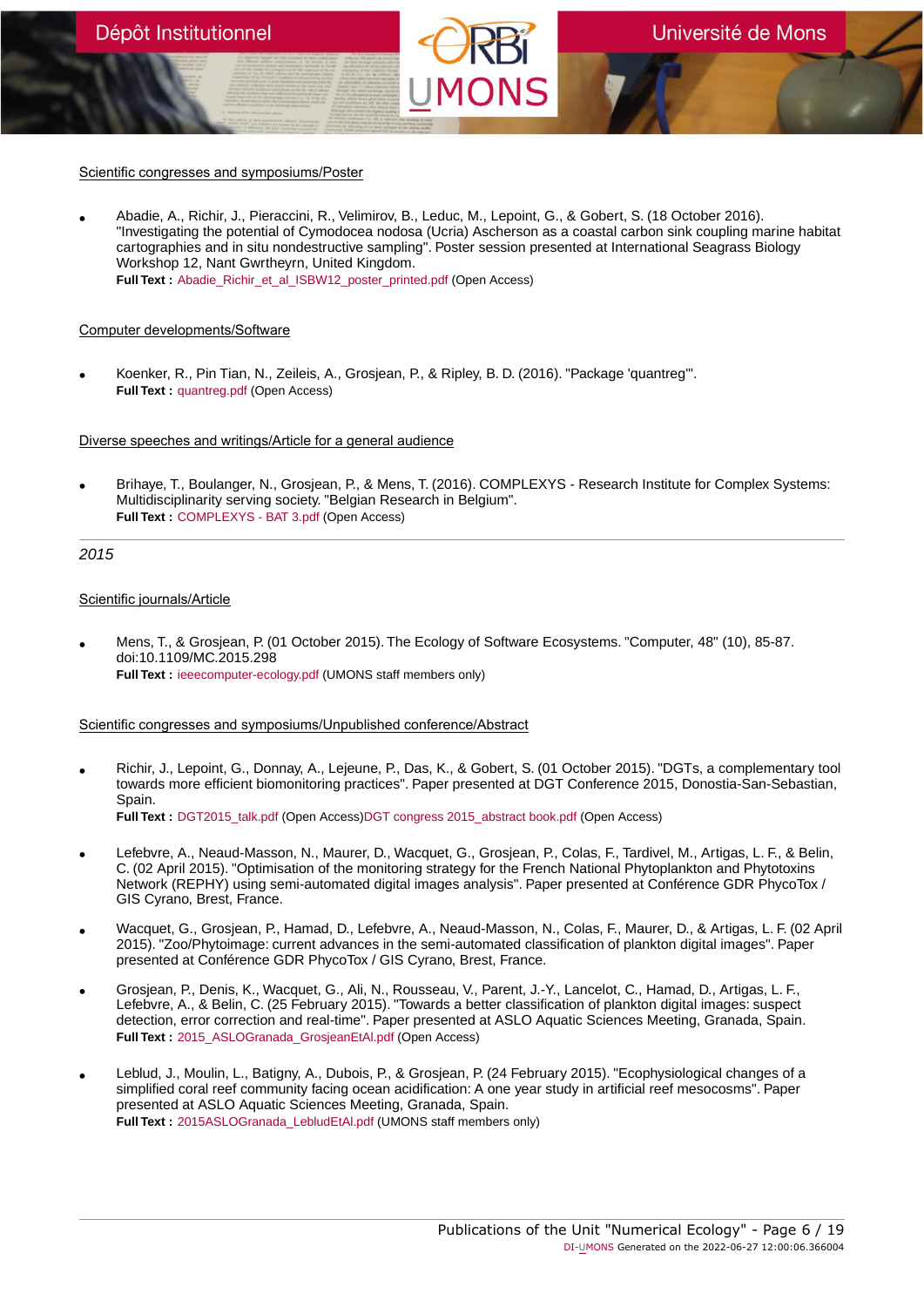Scientific congresses and symposiums/Poster

- Abadie, A., Richir, J., Pieraccini, R., Velimirov, B., Leduc, M., Lepoint, G., & Gobert, S. (18 October 2016). "Investigating the potential of Cymodocea nodosa (Ucria) Ascherson as a coastal carbon sink coupling marine habitat cartographies and in situ nondestructive sampling". Poster session presented at International Seagrass Biology Workshop 12, Nant Gwrtheyrn, United Kingdom.
  **Full Text :** Abadie_Richir_et_al_ISBW12_poster_printed.pdf (Open Access)

Computer developments/Software

- Koenker, R., Pin Tian, N., Zeileis, A., Grosjean, P., & Ripley, B. D. (2016). "Package 'quantreg'".
  **Full Text :** quantreg.pdf (Open Access)

Diverse speeches and writings/Article for a general audience

- Brihaye, T., Boulanger, N., Grosjean, P., & Mens, T. (2016). COMPLEXYS - Research Institute for Complex Systems: Multidisciplinarity serving society. "Belgian Research in Belgium".
  **Full Text :** COMPLEXYS - BAT 3.pdf (Open Access)

---

*2015*

Scientific journals/Article

- Mens, T., & Grosjean, P. (01 October 2015). The Ecology of Software Ecosystems. "Computer, 48" (10), 85-87. doi:10.1109/MC.2015.298
  **Full Text :** ieeecomputer-ecology.pdf (UMONS staff members only)

Scientific congresses and symposiums/Unpublished conference/Abstract

- Richir, J., Lepoint, G., Donnay, A., Lejeune, P., Das, K., & Gobert, S. (01 October 2015). "DGTs, a complementary tool towards more efficient biomonitoring practices". Paper presented at DGT Conference 2015, Donostia-San-Sebastian, Spain.
  **Full Text :** DGT2015_talk.pdf (Open Access)DGT congress 2015_abstract book.pdf (Open Access)

- Lefebvre, A., Neaud-Masson, N., Maurer, D., Wacquet, G., Grosjean, P., Colas, F., Tardivel, M., Artigas, L. F., & Belin, C. (02 April 2015). "Optimisation of the monitoring strategy for the French National Phytoplankton and Phytotoxins Network (REPHY) using semi-automated digital images analysis". Paper presented at Conférence GDR PhycoTox / GIS Cyrano, Brest, France.

- Wacquet, G., Grosjean, P., Hamad, D., Lefebvre, A., Neaud-Masson, N., Colas, F., Maurer, D., & Artigas, L. F. (02 April 2015). "Zoo/Phytoimage: current advances in the semi-automated classification of plankton digital images". Paper presented at Conférence GDR PhycoTox / GIS Cyrano, Brest, France.

- Grosjean, P., Denis, K., Wacquet, G., Ali, N., Rousseau, V., Parent, J.-Y., Lancelot, C., Hamad, D., Artigas, L. F., Lefebvre, A., & Belin, C. (25 February 2015). "Towards a better classification of plankton digital images: suspect detection, error correction and real-time". Paper presented at ASLO Aquatic Sciences Meeting, Granada, Spain.
  **Full Text :** 2015_ASLOGranada_GrosjeanEtAl.pdf (Open Access)

- Leblud, J., Moulin, L., Batigny, A., Dubois, P., & Grosjean, P. (24 February 2015). "Ecophysiological changes of a simplified coral reef community facing ocean acidification: A one year study in artificial reef mesocosms". Paper presented at ASLO Aquatic Sciences Meeting, Granada, Spain.
  **Full Text :** 2015ASLOGranada_LebludEtAl.pdf (UMONS staff members only)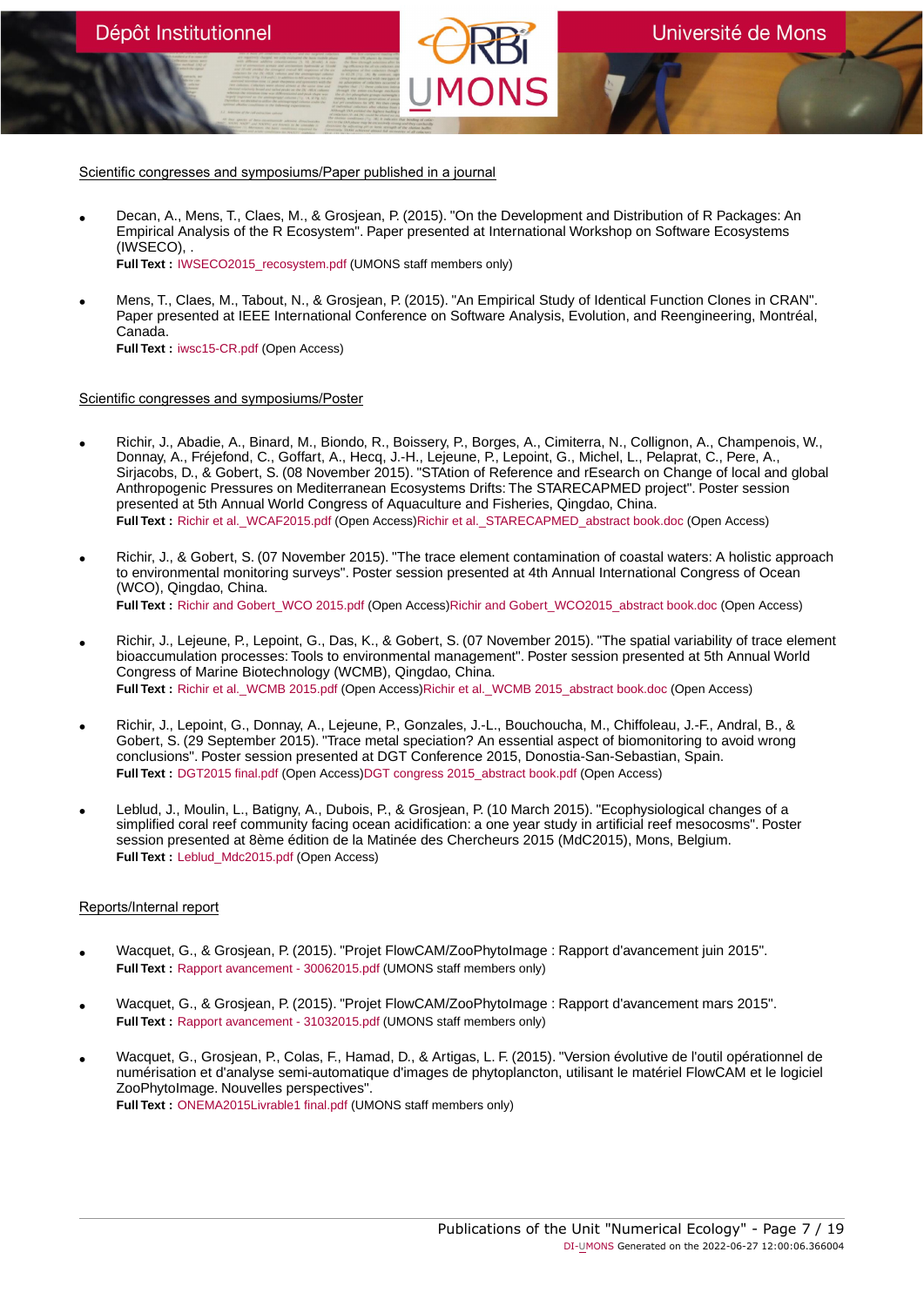Scientific congresses and symposiums/Paper published in a journal

- Decan, A., Mens, T., Claes, M., & Grosjean, P. (2015). "On the Development and Distribution of R Packages: An Empirical Analysis of the R Ecosystem". Paper presented at International Workshop on Software Ecosystems (IWSECO), .
  **Full Text :** IWSECO2015_recosystem.pdf (UMONS staff members only)

- Mens, T., Claes, M., Tabout, N., & Grosjean, P. (2015). "An Empirical Study of Identical Function Clones in CRAN". Paper presented at IEEE International Conference on Software Analysis, Evolution, and Reengineering, Montréal, Canada.
  **Full Text :** iwsc15-CR.pdf (Open Access)

Scientific congresses and symposiums/Poster

- Richir, J., Abadie, A., Binard, M., Biondo, R., Boissery, P., Borges, A., Cimiterra, N., Collignon, A., Champenois, W., Donnay, A., Fréjefond, C., Goffart, A., Hecq, J.-H., Lejeune, P., Lepoint, G., Michel, L., Pelaprat, C., Pere, A., Sirjacobs, D., & Gobert, S. (08 November 2015). "STAtion of Reference and rEsearch on Change of local and global Anthropogenic Pressures on Mediterranean Ecosystems Drifts: The STARECAPMED project". Poster session presented at 5th Annual World Congress of Aquaculture and Fisheries, Qingdao, China.
  **Full Text :** Richir et al._WCAF2015.pdf (Open Access)Richir et al._STARECAPMED_abstract book.doc (Open Access)

- Richir, J., & Gobert, S. (07 November 2015). "The trace element contamination of coastal waters: A holistic approach to environmental monitoring surveys". Poster session presented at 4th Annual International Congress of Ocean (WCO), Qingdao, China.
  **Full Text :** Richir and Gobert_WCO 2015.pdf (Open Access)Richir and Gobert_WCO2015_abstract book.doc (Open Access)

- Richir, J., Lejeune, P., Lepoint, G., Das, K., & Gobert, S. (07 November 2015). "The spatial variability of trace element bioaccumulation processes: Tools to environmental management". Poster session presented at 5th Annual World Congress of Marine Biotechnology (WCMB), Qingdao, China.
  **Full Text :** Richir et al._WCMB 2015.pdf (Open Access)Richir et al._WCMB 2015_abstract book.doc (Open Access)

- Richir, J., Lepoint, G., Donnay, A., Lejeune, P., Gonzales, J.-L., Bouchoucha, M., Chiffoleau, J.-F., Andral, B., & Gobert, S. (29 September 2015). "Trace metal speciation? An essential aspect of biomonitoring to avoid wrong conclusions". Poster session presented at DGT Conference 2015, Donostia-San-Sebastian, Spain.
  **Full Text :** DGT2015 final.pdf (Open Access)DGT congress 2015_abstract book.pdf (Open Access)

- Leblud, J., Moulin, L., Batigny, A., Dubois, P., & Grosjean, P. (10 March 2015). "Ecophysiological changes of a simplified coral reef community facing ocean acidification: a one year study in artificial reef mesocosms". Poster session presented at 8ème édition de la Matinée des Chercheurs 2015 (MdC2015), Mons, Belgium.
  **Full Text :** Leblud_Mdc2015.pdf (Open Access)

Reports/Internal report

- Wacquet, G., & Grosjean, P. (2015). "Projet FlowCAM/ZooPhytoImage : Rapport d'avancement juin 2015".
  **Full Text :** Rapport avancement - 30062015.pdf (UMONS staff members only)

- Wacquet, G., & Grosjean, P. (2015). "Projet FlowCAM/ZooPhytoImage : Rapport d'avancement mars 2015".
  **Full Text :** Rapport avancement - 31032015.pdf (UMONS staff members only)

- Wacquet, G., Grosjean, P., Colas, F., Hamad, D., & Artigas, L. F. (2015). "Version évolutive de l'outil opérationnel de numérisation et d'analyse semi-automatique d'images de phytoplancton, utilisant le matériel FlowCAM et le logiciel ZooPhytoImage. Nouvelles perspectives".
  **Full Text :** ONEMA2015Livrable1 final.pdf (UMONS staff members only)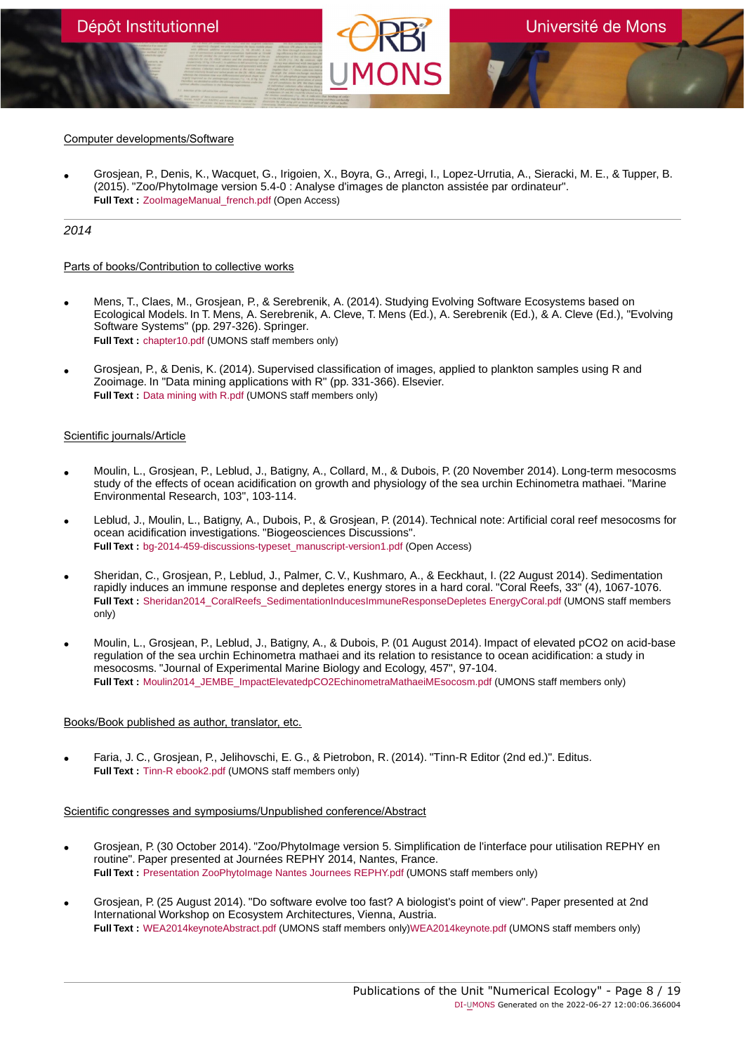Computer developments/Software

- Grosjean, P., Denis, K., Wacquet, G., Irigoien, X., Boyra, G., Arregi, I., Lopez-Urrutia, A., Sieracki, M. E., & Tupper, B. (2015). "Zoo/PhytoImage version 5.4-0 : Analyse d'images de plancton assistée par ordinateur".
  **Full Text :** ZooImageManual_french.pdf (Open Access)

---

*2014*

Parts of books/Contribution to collective works

- Mens, T., Claes, M., Grosjean, P., & Serebrenik, A. (2014). Studying Evolving Software Ecosystems based on Ecological Models. In T. Mens, A. Serebrenik, A. Cleve, T. Mens (Ed.), A. Serebrenik (Ed.), & A. Cleve (Ed.), "Evolving Software Systems" (pp. 297-326). Springer.
  **Full Text :** chapter10.pdf (UMONS staff members only)

- Grosjean, P., & Denis, K. (2014). Supervised classification of images, applied to plankton samples using R and Zooimage. In "Data mining applications with R" (pp. 331-366). Elsevier.
  **Full Text :** Data mining with R.pdf (UMONS staff members only)

Scientific journals/Article

- Moulin, L., Grosjean, P., Leblud, J., Batigny, A., Collard, M., & Dubois, P. (20 November 2014). Long-term mesocosms study of the effects of ocean acidification on growth and physiology of the sea urchin Echinometra mathaei. "Marine Environmental Research, 103", 103-114.

- Leblud, J., Moulin, L., Batigny, A., Dubois, P., & Grosjean, P. (2014). Technical note: Artificial coral reef mesocosms for ocean acidification investigations. "Biogeosciences Discussions".
  **Full Text :** bg-2014-459-discussions-typeset_manuscript-version1.pdf (Open Access)

- Sheridan, C., Grosjean, P., Leblud, J., Palmer, C. V., Kushmaro, A., & Eeckhaut, I. (22 August 2014). Sedimentation rapidly induces an immune response and depletes energy stores in a hard coral. "Coral Reefs, 33" (4), 1067-1076.
  **Full Text :** Sheridan2014_CoralReefs_SedimentationInducesImmuneResponseDepletes EnergyCoral.pdf (UMONS staff members only)

- Moulin, L., Grosjean, P., Leblud, J., Batigny, A., & Dubois, P. (01 August 2014). Impact of elevated pCO2 on acid-base regulation of the sea urchin Echinometra mathaei and its relation to resistance to ocean acidification: a study in mesocosms. "Journal of Experimental Marine Biology and Ecology, 457", 97-104.
  **Full Text :** Moulin2014_JEMBE_ImpactElevatedpCO2EchinometraMathaeiMEsocosm.pdf (UMONS staff members only)

Books/Book published as author, translator, etc.

- Faria, J. C., Grosjean, P., Jelihovschi, E. G., & Pietrobon, R. (2014). "Tinn-R Editor (2nd ed.)". Editus.
  **Full Text :** Tinn-R ebook2.pdf (UMONS staff members only)

Scientific congresses and symposiums/Unpublished conference/Abstract

- Grosjean, P. (30 October 2014). "Zoo/PhytoImage version 5. Simplification de l'interface pour utilisation REPHY en routine". Paper presented at Journées REPHY 2014, Nantes, France.
  **Full Text :** Presentation ZooPhytoImage Nantes Journees REPHY.pdf (UMONS staff members only)

- Grosjean, P. (25 August 2014). "Do software evolve too fast? A biologist's point of view". Paper presented at 2nd International Workshop on Ecosystem Architectures, Vienna, Austria.
  **Full Text :** WEA2014keynoteAbstract.pdf (UMONS staff members only)WEA2014keynote.pdf (UMONS staff members only)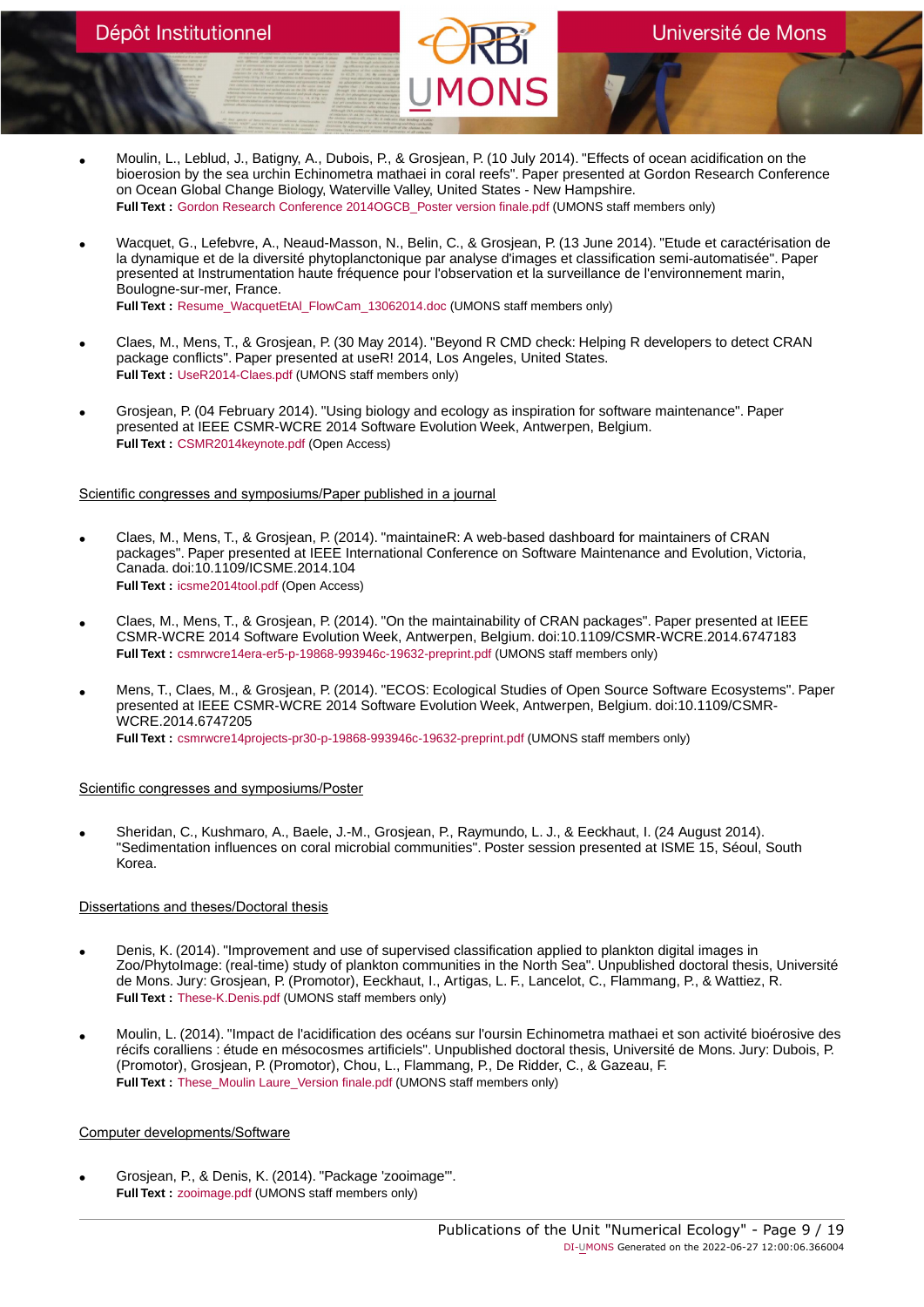- Moulin, L., Leblud, J., Batigny, A., Dubois, P., & Grosjean, P. (10 July 2014). "Effects of ocean acidification on the bioerosion by the sea urchin Echinometra mathaei in coral reefs". Paper presented at Gordon Research Conference on Ocean Global Change Biology, Waterville Valley, United States - New Hampshire.
  **Full Text :** Gordon Research Conference 2014OGCB_Poster version finale.pdf (UMONS staff members only)

- Wacquet, G., Lefebvre, A., Neaud-Masson, N., Belin, C., & Grosjean, P. (13 June 2014). "Etude et caractérisation de la dynamique et de la diversité phytoplanctonique par analyse d'images et classification semi-automatisée". Paper presented at Instrumentation haute fréquence pour l'observation et la surveillance de l'environnement marin, Boulogne-sur-mer, France.
  **Full Text :** Resume_WacquetEtAl_FlowCam_13062014.doc (UMONS staff members only)

- Claes, M., Mens, T., & Grosjean, P. (30 May 2014). "Beyond R CMD check: Helping R developers to detect CRAN package conflicts". Paper presented at useR! 2014, Los Angeles, United States.
  **Full Text :** UseR2014-Claes.pdf (UMONS staff members only)

- Grosjean, P. (04 February 2014). "Using biology and ecology as inspiration for software maintenance". Paper presented at IEEE CSMR-WCRE 2014 Software Evolution Week, Antwerpen, Belgium.
  **Full Text :** CSMR2014keynote.pdf (Open Access)

Scientific congresses and symposiums/Paper published in a journal

- Claes, M., Mens, T., & Grosjean, P. (2014). "maintaineR: A web-based dashboard for maintainers of CRAN packages". Paper presented at IEEE International Conference on Software Maintenance and Evolution, Victoria, Canada. doi:10.1109/ICSME.2014.104
  **Full Text :** icsme2014tool.pdf (Open Access)

- Claes, M., Mens, T., & Grosjean, P. (2014). "On the maintainability of CRAN packages". Paper presented at IEEE CSMR-WCRE 2014 Software Evolution Week, Antwerpen, Belgium. doi:10.1109/CSMR-WCRE.2014.6747183
  **Full Text :** csmrwcre14era-er5-p-19868-993946c-19632-preprint.pdf (UMONS staff members only)

- Mens, T., Claes, M., & Grosjean, P. (2014). "ECOS: Ecological Studies of Open Source Software Ecosystems". Paper presented at IEEE CSMR-WCRE 2014 Software Evolution Week, Antwerpen, Belgium. doi:10.1109/CSMR-WCRE.2014.6747205
  **Full Text :** csmrwcre14projects-pr30-p-19868-993946c-19632-preprint.pdf (UMONS staff members only)

Scientific congresses and symposiums/Poster

- Sheridan, C., Kushmaro, A., Baele, J.-M., Grosjean, P., Raymundo, L. J., & Eeckhaut, I. (24 August 2014). "Sedimentation influences on coral microbial communities". Poster session presented at ISME 15, Séoul, South Korea.

Dissertations and theses/Doctoral thesis

- Denis, K. (2014). "Improvement and use of supervised classification applied to plankton digital images in Zoo/PhytoImage: (real-time) study of plankton communities in the North Sea". Unpublished doctoral thesis, Université de Mons. Jury: Grosjean, P. (Promotor), Eeckhaut, I., Artigas, L. F., Lancelot, C., Flammang, P., & Wattiez, R.
  **Full Text :** These-K.Denis.pdf (UMONS staff members only)

- Moulin, L. (2014). "Impact de l'acidification des océans sur l'oursin Echinometra mathaei et son activité bioérosive des récifs coralliens : étude en mésocosmes artificiels". Unpublished doctoral thesis, Université de Mons. Jury: Dubois, P. (Promotor), Grosjean, P. (Promotor), Chou, L., Flammang, P., De Ridder, C., & Gazeau, F.
  **Full Text :** These_Moulin Laure_Version finale.pdf (UMONS staff members only)

Computer developments/Software

- Grosjean, P., & Denis, K. (2014). "Package 'zooimage'".
  **Full Text :** zooimage.pdf (UMONS staff members only)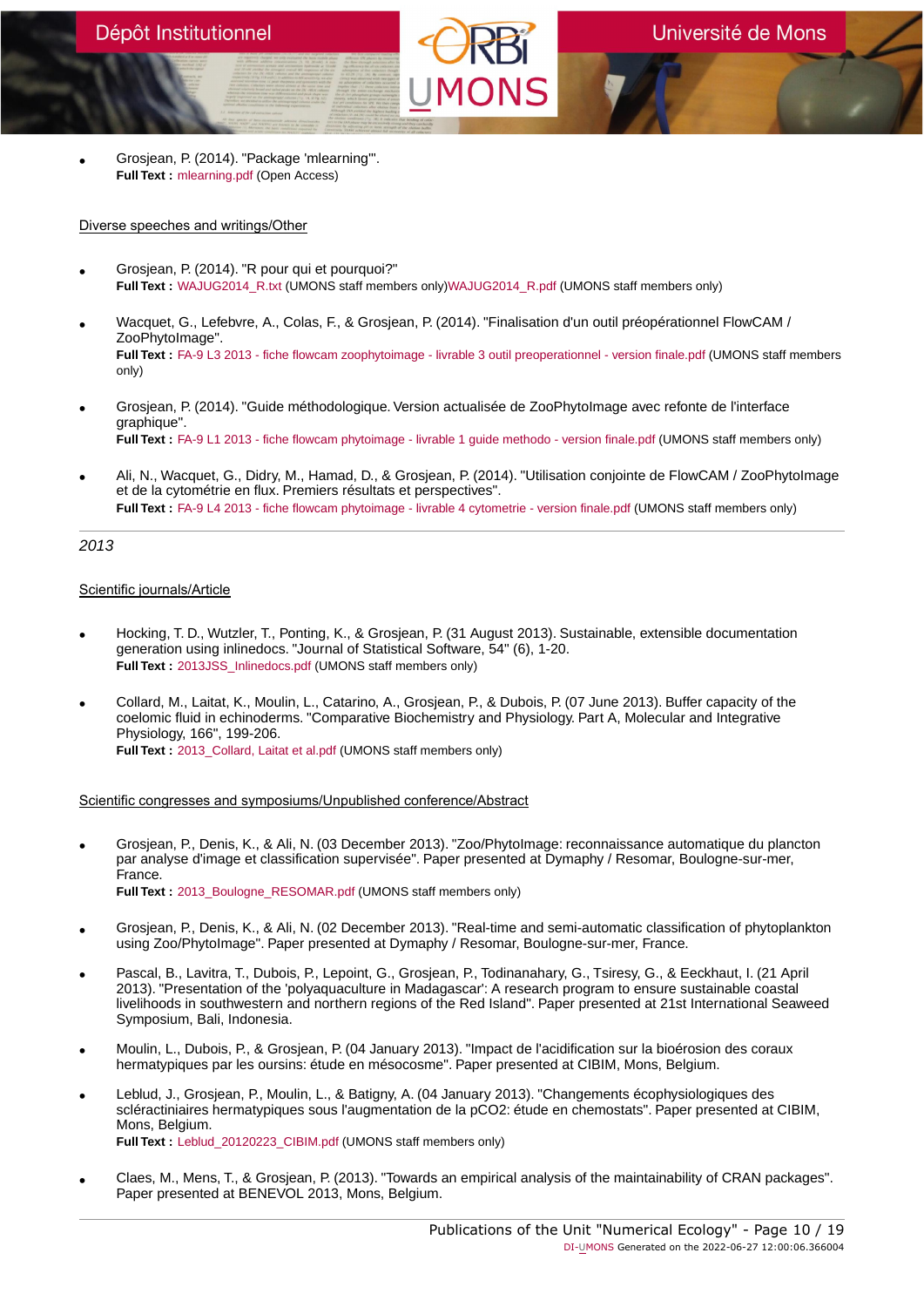- Grosjean, P. (2014). "Package 'mlearning'".
  **Full Text :** mlearning.pdf (Open Access)

Diverse speeches and writings/Other

- Grosjean, P. (2014). "R pour qui et pourquoi?"
  **Full Text :** WAJUG2014_R.txt (UMONS staff members only)WAJUG2014_R.pdf (UMONS staff members only)

- Wacquet, G., Lefebvre, A., Colas, F., & Grosjean, P. (2014). "Finalisation d'un outil préopérationnel FlowCAM / ZooPhytoImage".
  **Full Text :** FA-9 L3 2013 - fiche flowcam zoophytoimage - livrable 3 outil preoperationnel - version finale.pdf (UMONS staff members only)

- Grosjean, P. (2014). "Guide méthodologique. Version actualisée de ZooPhytoImage avec refonte de l'interface graphique".
  **Full Text :** FA-9 L1 2013 - fiche flowcam phytoimage - livrable 1 guide methodo - version finale.pdf (UMONS staff members only)

- Ali, N., Wacquet, G., Didry, M., Hamad, D., & Grosjean, P. (2014). "Utilisation conjointe de FlowCAM / ZooPhytoImage et de la cytométrie en flux. Premiers résultats et perspectives".
  **Full Text :** FA-9 L4 2013 - fiche flowcam phytoimage - livrable 4 cytometrie - version finale.pdf (UMONS staff members only)

---

*2013*

Scientific journals/Article

- Hocking, T. D., Wutzler, T., Ponting, K., & Grosjean, P. (31 August 2013). Sustainable, extensible documentation generation using inlinedocs. "Journal of Statistical Software, 54" (6), 1-20.
  **Full Text :** 2013JSS_Inlinedocs.pdf (UMONS staff members only)

- Collard, M., Laitat, K., Moulin, L., Catarino, A., Grosjean, P., & Dubois, P. (07 June 2013). Buffer capacity of the coelomic fluid in echinoderms. "Comparative Biochemistry and Physiology. Part A, Molecular and Integrative Physiology, 166", 199-206.
  **Full Text :** 2013_Collard, Laitat et al.pdf (UMONS staff members only)

Scientific congresses and symposiums/Unpublished conference/Abstract

- Grosjean, P., Denis, K., & Ali, N. (03 December 2013). "Zoo/PhytoImage: reconnaissance automatique du plancton par analyse d'image et classification supervisée". Paper presented at Dymaphy / Resomar, Boulogne-sur-mer, France.
  **Full Text :** 2013_Boulogne_RESOMAR.pdf (UMONS staff members only)

- Grosjean, P., Denis, K., & Ali, N. (02 December 2013). "Real-time and semi-automatic classification of phytoplankton using Zoo/PhytoImage". Paper presented at Dymaphy / Resomar, Boulogne-sur-mer, France.

- Pascal, B., Lavitra, T., Dubois, P., Lepoint, G., Grosjean, P., Todinanahary, G., Tsiresy, G., & Eeckhaut, I. (21 April 2013). "Presentation of the 'polyaquaculture in Madagascar': A research program to ensure sustainable coastal livelihoods in southwestern and northern regions of the Red Island". Paper presented at 21st International Seaweed Symposium, Bali, Indonesia.

- Moulin, L., Dubois, P., & Grosjean, P. (04 January 2013). "Impact de l'acidification sur la bioérosion des coraux hermatypiques par les oursins: étude en mésocosme". Paper presented at CIBIM, Mons, Belgium.

- Leblud, J., Grosjean, P., Moulin, L., & Batigny, A. (04 January 2013). "Changements écophysiologiques des scléractiniaires hermatypiques sous l'augmentation de la pCO2: étude en chemostats". Paper presented at CIBIM, Mons, Belgium.
  **Full Text :** Leblud_20120223_CIBIM.pdf (UMONS staff members only)

- Claes, M., Mens, T., & Grosjean, P. (2013). "Towards an empirical analysis of the maintainability of CRAN packages". Paper presented at BENEVOL 2013, Mons, Belgium.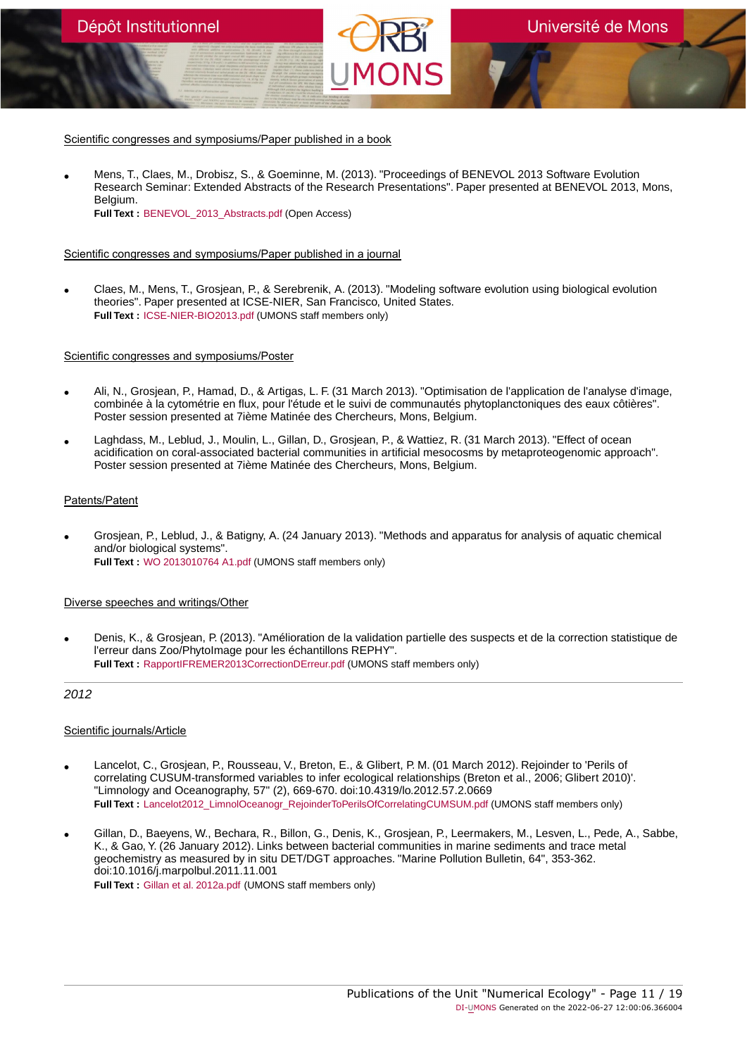Scientific congresses and symposiums/Paper published in a book

- Mens, T., Claes, M., Drobisz, S., & Goeminne, M. (2013). "Proceedings of BENEVOL 2013 Software Evolution Research Seminar: Extended Abstracts of the Research Presentations". Paper presented at BENEVOL 2013, Mons, Belgium.
  **Full Text :** BENEVOL_2013_Abstracts.pdf (Open Access)

Scientific congresses and symposiums/Paper published in a journal

- Claes, M., Mens, T., Grosjean, P., & Serebrenik, A. (2013). "Modeling software evolution using biological evolution theories". Paper presented at ICSE-NIER, San Francisco, United States.
  **Full Text :** ICSE-NIER-BIO2013.pdf (UMONS staff members only)

Scientific congresses and symposiums/Poster

- Ali, N., Grosjean, P., Hamad, D., & Artigas, L. F. (31 March 2013). "Optimisation de l'application de l'analyse d'image, combinée à la cytométrie en flux, pour l'étude et le suivi de communautés phytoplanctoniques des eaux côtières". Poster session presented at 7ième Matinée des Chercheurs, Mons, Belgium.
- Laghdass, M., Leblud, J., Moulin, L., Gillan, D., Grosjean, P., & Wattiez, R. (31 March 2013). "Effect of ocean acidification on coral-associated bacterial communities in artificial mesocosms by metaproteogenomic approach". Poster session presented at 7ième Matinée des Chercheurs, Mons, Belgium.

Patents/Patent

- Grosjean, P., Leblud, J., & Batigny, A. (24 January 2013). "Methods and apparatus for analysis of aquatic chemical and/or biological systems".
  **Full Text :** WO 2013010764 A1.pdf (UMONS staff members only)

Diverse speeches and writings/Other

- Denis, K., & Grosjean, P. (2013). "Amélioration de la validation partielle des suspects et de la correction statistique de l'erreur dans Zoo/PhytoImage pour les échantillons REPHY".
  **Full Text :** RapportIFREMER2013CorrectionDErreur.pdf (UMONS staff members only)

---

*2012*

Scientific journals/Article

- Lancelot, C., Grosjean, P., Rousseau, V., Breton, E., & Glibert, P. M. (01 March 2012). Rejoinder to 'Perils of correlating CUSUM-transformed variables to infer ecological relationships (Breton et al., 2006; Glibert 2010)'. "Limnology and Oceanography, 57" (2), 669-670. doi:10.4319/lo.2012.57.2.0669
  **Full Text :** Lancelot2012_LimnolOceanogr_RejoinderToPerilsOfCorrelatingCUMSUM.pdf (UMONS staff members only)
- Gillan, D., Baeyens, W., Bechara, R., Billon, G., Denis, K., Grosjean, P., Leermakers, M., Lesven, L., Pede, A., Sabbe, K., & Gao, Y. (26 January 2012). Links between bacterial communities in marine sediments and trace metal geochemistry as measured by in situ DET/DGT approaches. "Marine Pollution Bulletin, 64", 353-362. doi:10.1016/j.marpolbul.2011.11.001
  **Full Text :** Gillan et al. 2012a.pdf (UMONS staff members only)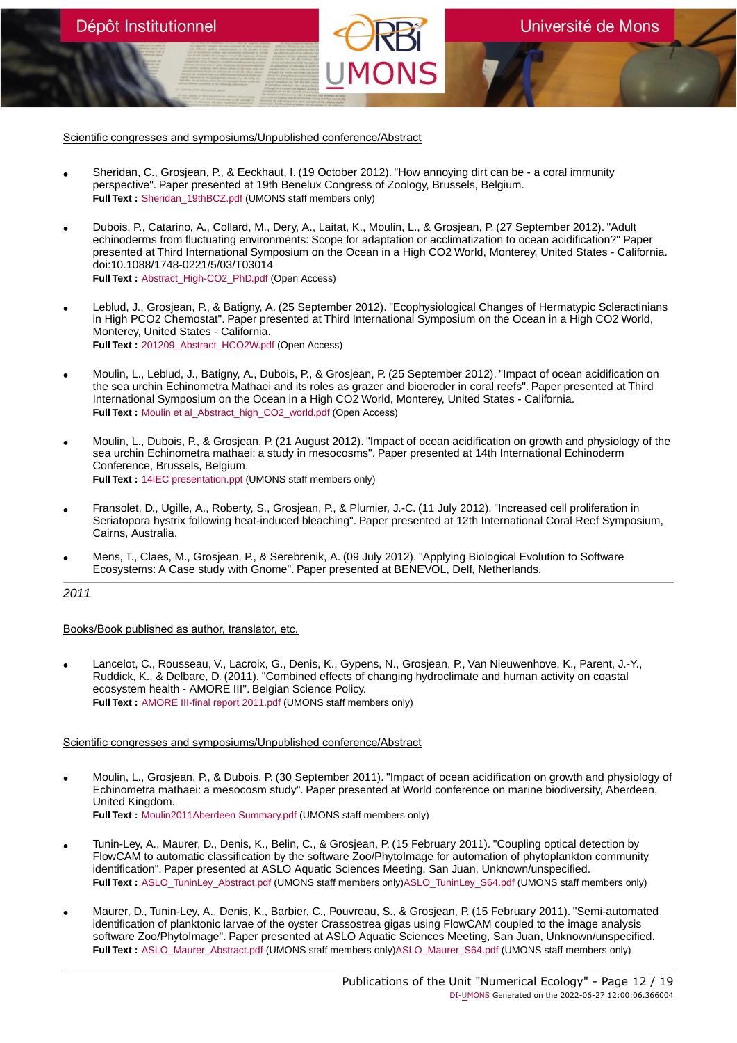Scientific congresses and symposiums/Unpublished conference/Abstract

- Sheridan, C., Grosjean, P., & Eeckhaut, I. (19 October 2012). "How annoying dirt can be - a coral immunity perspective". Paper presented at 19th Benelux Congress of Zoology, Brussels, Belgium.
  **Full Text :** Sheridan_19thBCZ.pdf (UMONS staff members only)

- Dubois, P., Catarino, A., Collard, M., Dery, A., Laitat, K., Moulin, L., & Grosjean, P. (27 September 2012). "Adult echinoderms from fluctuating environments: Scope for adaptation or acclimatization to ocean acidification?" Paper presented at Third International Symposium on the Ocean in a High CO2 World, Monterey, United States - California. doi:10.1088/1748-0221/5/03/T03014
  **Full Text :** Abstract_High-CO2_PhD.pdf (Open Access)

- Leblud, J., Grosjean, P., & Batigny, A. (25 September 2012). "Ecophysiological Changes of Hermatypic Scleractinians in High PCO2 Chemostat". Paper presented at Third International Symposium on the Ocean in a High CO2 World, Monterey, United States - California.
  **Full Text :** 201209_Abstract_HCO2W.pdf (Open Access)

- Moulin, L., Leblud, J., Batigny, A., Dubois, P., & Grosjean, P. (25 September 2012). "Impact of ocean acidification on the sea urchin Echinometra Mathaei and its roles as grazer and bioeroder in coral reefs". Paper presented at Third International Symposium on the Ocean in a High CO2 World, Monterey, United States - California.
  **Full Text :** Moulin et al_Abstract_high_CO2_world.pdf (Open Access)

- Moulin, L., Dubois, P., & Grosjean, P. (21 August 2012). "Impact of ocean acidification on growth and physiology of the sea urchin Echinometra mathaei: a study in mesocosms". Paper presented at 14th International Echinoderm Conference, Brussels, Belgium.
  **Full Text :** 14IEC presentation.ppt (UMONS staff members only)

- Fransolet, D., Ugille, A., Roberty, S., Grosjean, P., & Plumier, J.-C. (11 July 2012). "Increased cell proliferation in Seriatopora hystrix following heat-induced bleaching". Paper presented at 12th International Coral Reef Symposium, Cairns, Australia.

- Mens, T., Claes, M., Grosjean, P., & Serebrenik, A. (09 July 2012). "Applying Biological Evolution to Software Ecosystems: A Case study with Gnome". Paper presented at BENEVOL, Delf, Netherlands.

*2011*

Books/Book published as author, translator, etc.

- Lancelot, C., Rousseau, V., Lacroix, G., Denis, K., Gypens, N., Grosjean, P., Van Nieuwenhove, K., Parent, J.-Y., Ruddick, K., & Delbare, D. (2011). "Combined effects of changing hydroclimate and human activity on coastal ecosystem health - AMORE III". Belgian Science Policy.
  **Full Text :** AMORE III-final report 2011.pdf (UMONS staff members only)

Scientific congresses and symposiums/Unpublished conference/Abstract

- Moulin, L., Grosjean, P., & Dubois, P. (30 September 2011). "Impact of ocean acidification on growth and physiology of Echinometra mathaei: a mesocosm study". Paper presented at World conference on marine biodiversity, Aberdeen, United Kingdom.
  **Full Text :** Moulin2011Aberdeen Summary.pdf (UMONS staff members only)

- Tunin-Ley, A., Maurer, D., Denis, K., Belin, C., & Grosjean, P. (15 February 2011). "Coupling optical detection by FlowCAM to automatic classification by the software Zoo/PhytoImage for automation of phytoplankton community identification". Paper presented at ASLO Aquatic Sciences Meeting, San Juan, Unknown/unspecified.
  **Full Text :** ASLO_TuninLey_Abstract.pdf (UMONS staff members only)ASLO_TuninLey_S64.pdf (UMONS staff members only)

- Maurer, D., Tunin-Ley, A., Denis, K., Barbier, C., Pouvreau, S., & Grosjean, P. (15 February 2011). "Semi-automated identification of planktonic larvae of the oyster Crassostrea gigas using FlowCAM coupled to the image analysis software Zoo/PhytoImage". Paper presented at ASLO Aquatic Sciences Meeting, San Juan, Unknown/unspecified.
  **Full Text :** ASLO_Maurer_Abstract.pdf (UMONS staff members only)ASLO_Maurer_S64.pdf (UMONS staff members only)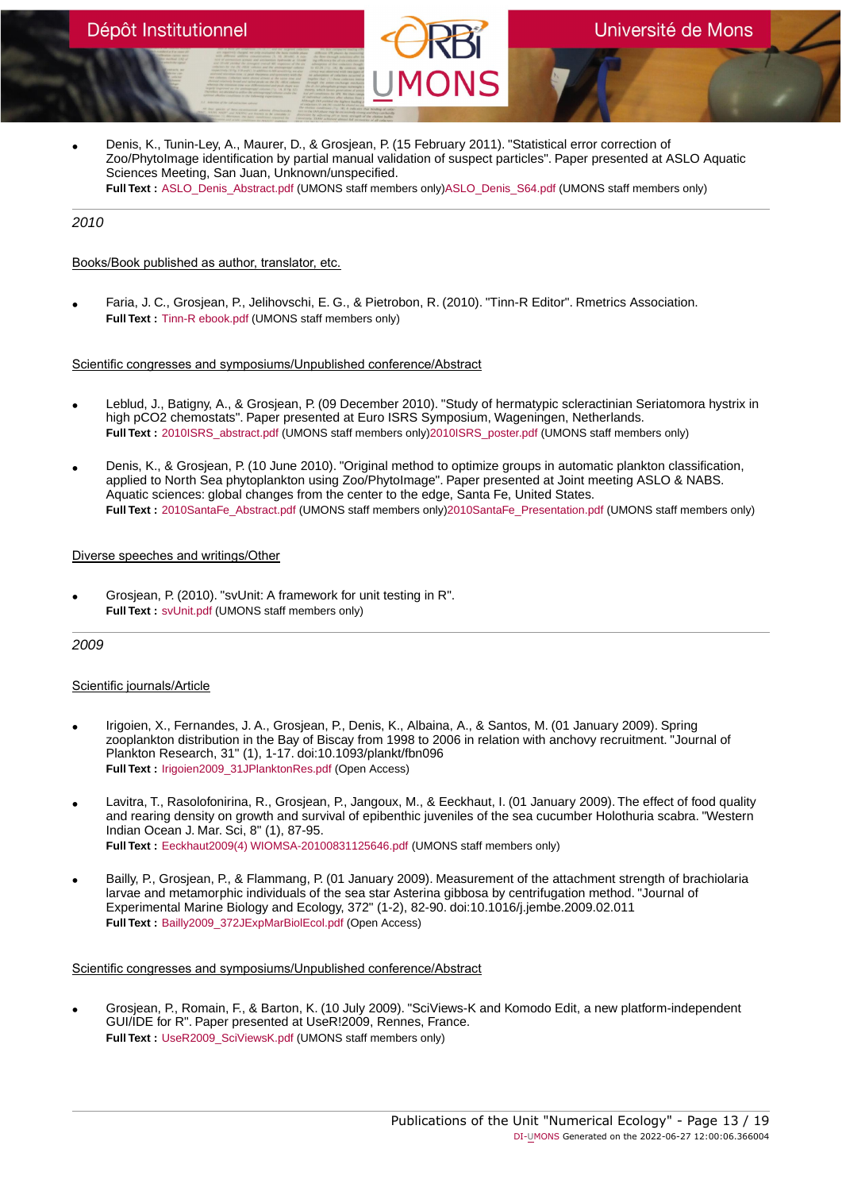- Denis, K., Tunin-Ley, A., Maurer, D., & Grosjean, P. (15 February 2011). "Statistical error correction of Zoo/PhytoImage identification by partial manual validation of suspect particles". Paper presented at ASLO Aquatic Sciences Meeting, San Juan, Unknown/unspecified.
  **Full Text :** ASLO_Denis_Abstract.pdf (UMONS staff members only)ASLO_Denis_S64.pdf (UMONS staff members only)

*2010*

Books/Book published as author, translator, etc.

- Faria, J. C., Grosjean, P., Jelihovschi, E. G., & Pietrobon, R. (2010). "Tinn-R Editor". Rmetrics Association.
  **Full Text :** Tinn-R ebook.pdf (UMONS staff members only)

Scientific congresses and symposiums/Unpublished conference/Abstract

- Leblud, J., Batigny, A., & Grosjean, P. (09 December 2010). "Study of hermatypic scleractinian Seriatomora hystrix in high pCO2 chemostats". Paper presented at Euro ISRS Symposium, Wageningen, Netherlands.
  **Full Text :** 2010ISRS_abstract.pdf (UMONS staff members only)2010ISRS_poster.pdf (UMONS staff members only)

- Denis, K., & Grosjean, P. (10 June 2010). "Original method to optimize groups in automatic plankton classification, applied to North Sea phytoplankton using Zoo/PhytoImage". Paper presented at Joint meeting ASLO & NABS. Aquatic sciences: global changes from the center to the edge, Santa Fe, United States.
  **Full Text :** 2010SantaFe_Abstract.pdf (UMONS staff members only)2010SantaFe_Presentation.pdf (UMONS staff members only)

Diverse speeches and writings/Other

- Grosjean, P. (2010). "svUnit: A framework for unit testing in R".
  **Full Text :** svUnit.pdf (UMONS staff members only)

*2009*

Scientific journals/Article

- Irigoien, X., Fernandes, J. A., Grosjean, P., Denis, K., Albaina, A., & Santos, M. (01 January 2009). Spring zooplankton distribution in the Bay of Biscay from 1998 to 2006 in relation with anchovy recruitment. "Journal of Plankton Research, 31" (1), 1-17. doi:10.1093/plankt/fbn096
  **Full Text :** Irigoien2009_31JPlanktonRes.pdf (Open Access)

- Lavitra, T., Rasolofonirina, R., Grosjean, P., Jangoux, M., & Eeckhaut, I. (01 January 2009). The effect of food quality and rearing density on growth and survival of epibenthic juveniles of the sea cucumber Holothuria scabra. "Western Indian Ocean J. Mar. Sci, 8" (1), 87-95.
  **Full Text :** Eeckhaut2009(4) WIOMSA-20100831125646.pdf (UMONS staff members only)

- Bailly, P., Grosjean, P., & Flammang, P. (01 January 2009). Measurement of the attachment strength of brachiolaria larvae and metamorphic individuals of the sea star Asterina gibbosa by centrifugation method. "Journal of Experimental Marine Biology and Ecology, 372" (1-2), 82-90. doi:10.1016/j.jembe.2009.02.011
  **Full Text :** Bailly2009_372JExpMarBiolEcol.pdf (Open Access)

Scientific congresses and symposiums/Unpublished conference/Abstract

- Grosjean, P., Romain, F., & Barton, K. (10 July 2009). "SciViews-K and Komodo Edit, a new platform-independent GUI/IDE for R". Paper presented at UseR!2009, Rennes, France.
  **Full Text :** UseR2009_SciViewsK.pdf (UMONS staff members only)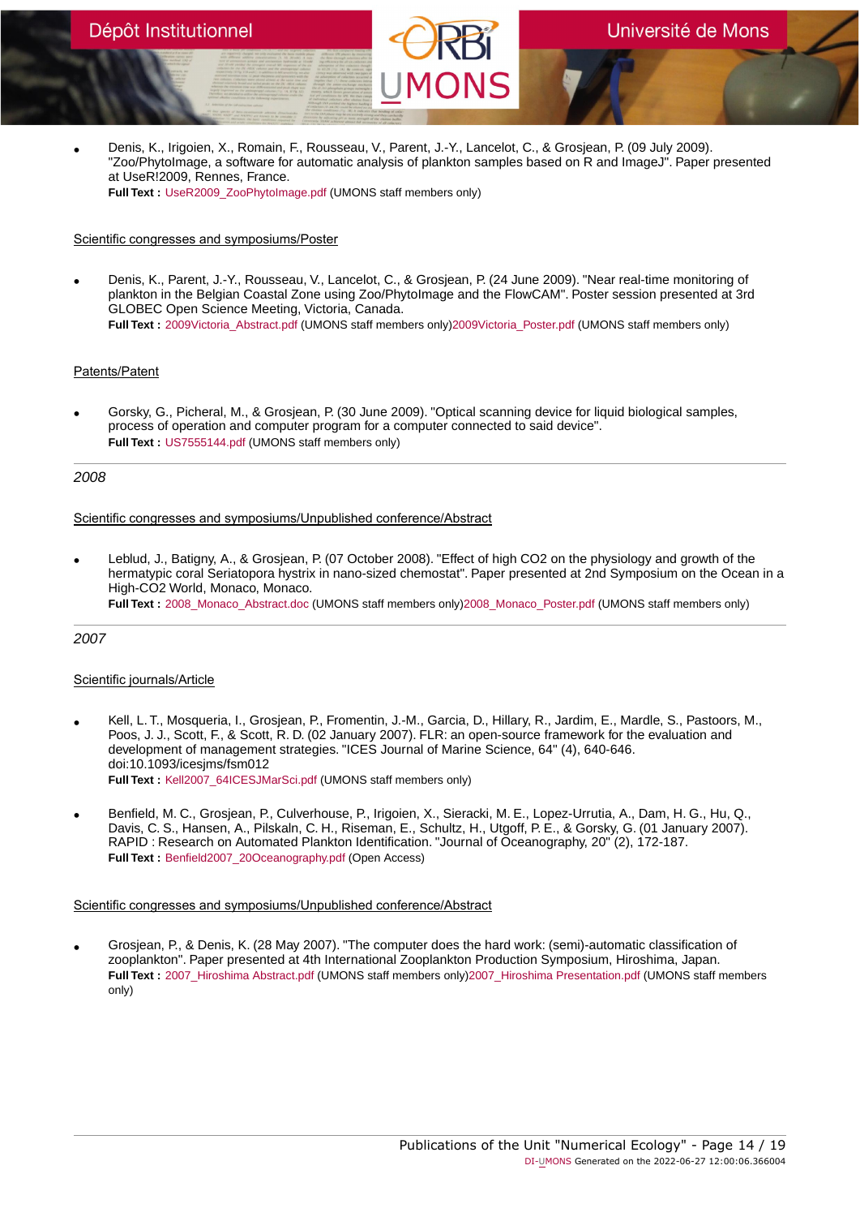- Denis, K., Irigoien, X., Romain, F., Rousseau, V., Parent, J.-Y., Lancelot, C., & Grosjean, P. (09 July 2009). "Zoo/PhytoImage, a software for automatic analysis of plankton samples based on R and ImageJ". Paper presented at UseR!2009, Rennes, France.
  **Full Text :** UseR2009_ZooPhytoImage.pdf (UMONS staff members only)

Scientific congresses and symposiums/Poster

- Denis, K., Parent, J.-Y., Rousseau, V., Lancelot, C., & Grosjean, P. (24 June 2009). "Near real-time monitoring of plankton in the Belgian Coastal Zone using Zoo/PhytoImage and the FlowCAM". Poster session presented at 3rd GLOBEC Open Science Meeting, Victoria, Canada.
  **Full Text :** 2009Victoria_Abstract.pdf (UMONS staff members only)2009Victoria_Poster.pdf (UMONS staff members only)

Patents/Patent

- Gorsky, G., Picheral, M., & Grosjean, P. (30 June 2009). "Optical scanning device for liquid biological samples, process of operation and computer program for a computer connected to said device".
  **Full Text :** US7555144.pdf (UMONS staff members only)

*2008*

Scientific congresses and symposiums/Unpublished conference/Abstract

- Leblud, J., Batigny, A., & Grosjean, P. (07 October 2008). "Effect of high CO2 on the physiology and growth of the hermatypic coral Seriatopora hystrix in nano-sized chemostat". Paper presented at 2nd Symposium on the Ocean in a High-CO2 World, Monaco, Monaco.
  **Full Text :** 2008_Monaco_Abstract.doc (UMONS staff members only)2008_Monaco_Poster.pdf (UMONS staff members only)

*2007*

Scientific journals/Article

- Kell, L. T., Mosqueria, I., Grosjean, P., Fromentin, J.-M., Garcia, D., Hillary, R., Jardim, E., Mardle, S., Pastoors, M., Poos, J. J., Scott, F., & Scott, R. D. (02 January 2007). FLR: an open-source framework for the evaluation and development of management strategies. "ICES Journal of Marine Science, 64" (4), 640-646. doi:10.1093/icesjms/fsm012
  **Full Text :** Kell2007_64ICESJMarSci.pdf (UMONS staff members only)

- Benfield, M. C., Grosjean, P., Culverhouse, P., Irigoien, X., Sieracki, M. E., Lopez-Urrutia, A., Dam, H. G., Hu, Q., Davis, C. S., Hansen, A., Pilskaln, C. H., Riseman, E., Schultz, H., Utgoff, P. E., & Gorsky, G. (01 January 2007). RAPID : Research on Automated Plankton Identification. "Journal of Oceanography, 20" (2), 172-187.
  **Full Text :** Benfield2007_20Oceanography.pdf (Open Access)

Scientific congresses and symposiums/Unpublished conference/Abstract

- Grosjean, P., & Denis, K. (28 May 2007). "The computer does the hard work: (semi)-automatic classification of zooplankton". Paper presented at 4th International Zooplankton Production Symposium, Hiroshima, Japan.
  **Full Text :** 2007_Hiroshima Abstract.pdf (UMONS staff members only)2007_Hiroshima Presentation.pdf (UMONS staff members only)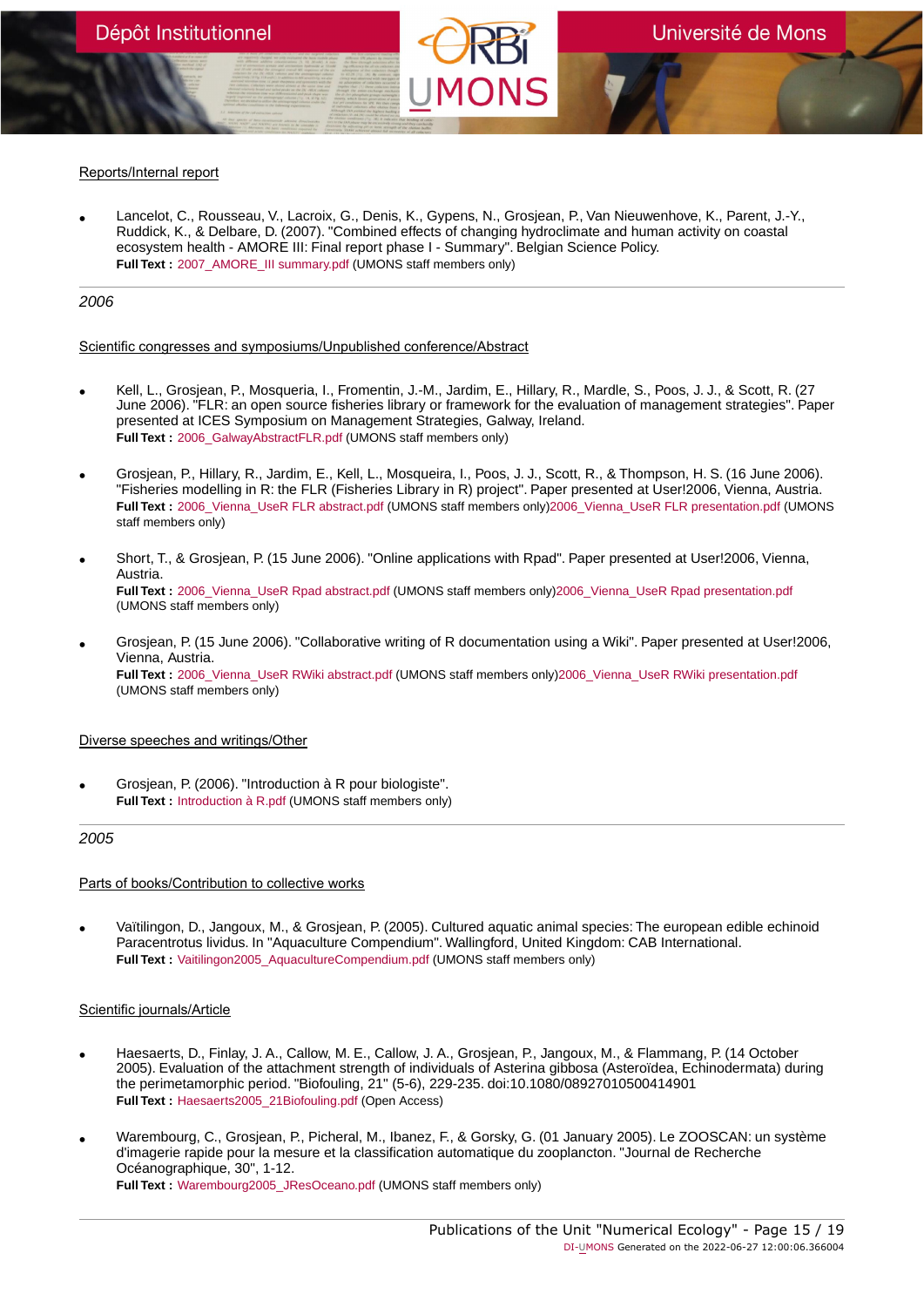Reports/Internal report

- Lancelot, C., Rousseau, V., Lacroix, G., Denis, K., Gypens, N., Grosjean, P., Van Nieuwenhove, K., Parent, J.-Y., Ruddick, K., & Delbare, D. (2007). "Combined effects of changing hydroclimate and human activity on coastal ecosystem health - AMORE III: Final report phase I - Summary". Belgian Science Policy.
**Full Text :** 2007_AMORE_III summary.pdf (UMONS staff members only)

---

*2006*

Scientific congresses and symposiums/Unpublished conference/Abstract

- Kell, L., Grosjean, P., Mosqueria, I., Fromentin, J.-M., Jardim, E., Hillary, R., Mardle, S., Poos, J. J., & Scott, R. (27 June 2006). "FLR: an open source fisheries library or framework for the evaluation of management strategies". Paper presented at ICES Symposium on Management Strategies, Galway, Ireland.
**Full Text :** 2006_GalwayAbstractFLR.pdf (UMONS staff members only)

- Grosjean, P., Hillary, R., Jardim, E., Kell, L., Mosqueira, I., Poos, J. J., Scott, R., & Thompson, H. S. (16 June 2006). "Fisheries modelling in R: the FLR (Fisheries Library in R) project". Paper presented at User!2006, Vienna, Austria.
**Full Text :** 2006_Vienna_UseR FLR abstract.pdf (UMONS staff members only)2006_Vienna_UseR FLR presentation.pdf (UMONS staff members only)

- Short, T., & Grosjean, P. (15 June 2006). "Online applications with Rpad". Paper presented at User!2006, Vienna, Austria.
**Full Text :** 2006_Vienna_UseR Rpad abstract.pdf (UMONS staff members only)2006_Vienna_UseR Rpad presentation.pdf (UMONS staff members only)

- Grosjean, P. (15 June 2006). "Collaborative writing of R documentation using a Wiki". Paper presented at User!2006, Vienna, Austria.
**Full Text :** 2006_Vienna_UseR RWiki abstract.pdf (UMONS staff members only)2006_Vienna_UseR RWiki presentation.pdf (UMONS staff members only)

Diverse speeches and writings/Other

- Grosjean, P. (2006). "Introduction à R pour biologiste".
**Full Text :** Introduction à R.pdf (UMONS staff members only)

---

*2005*

Parts of books/Contribution to collective works

- Vaïtilingon, D., Jangoux, M., & Grosjean, P. (2005). Cultured aquatic animal species: The european edible echinoid Paracentrotus lividus. In "Aquaculture Compendium". Wallingford, United Kingdom: CAB International.
**Full Text :** Vaitilingon2005_AquacultureCompendium.pdf (UMONS staff members only)

Scientific journals/Article

- Haesaerts, D., Finlay, J. A., Callow, M. E., Callow, J. A., Grosjean, P., Jangoux, M., & Flammang, P. (14 October 2005). Evaluation of the attachment strength of individuals of Asterina gibbosa (Asteroïdea, Echinodermata) during the perimetamorphic period. "Biofouling, 21" (5-6), 229-235. doi:10.1080/08927010500414901
**Full Text :** Haesaerts2005_21Biofouling.pdf (Open Access)

- Warembourg, C., Grosjean, P., Picheral, M., Ibanez, F., & Gorsky, G. (01 January 2005). Le ZOOSCAN: un système d'imagerie rapide pour la mesure et la classification automatique du zooplancton. "Journal de Recherche Océanographique, 30", 1-12.
**Full Text :** Warembourg2005_JResOceano.pdf (UMONS staff members only)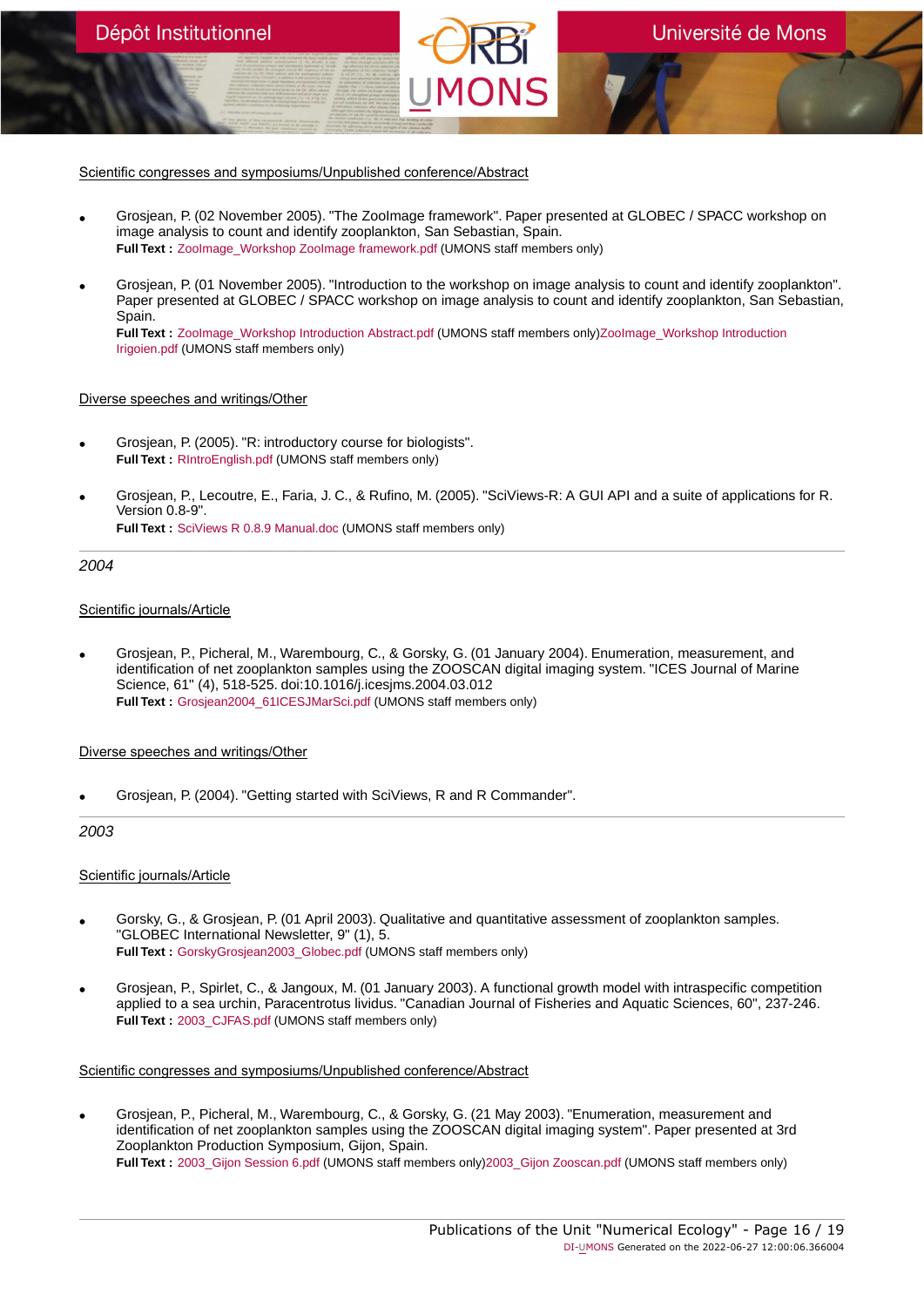Scientific congresses and symposiums/Unpublished conference/Abstract

- Grosjean, P. (02 November 2005). "The ZooImage framework". Paper presented at GLOBEC / SPACC workshop on image analysis to count and identify zooplankton, San Sebastian, Spain.
  **Full Text :** ZooImage_Workshop ZooImage framework.pdf (UMONS staff members only)

- Grosjean, P. (01 November 2005). "Introduction to the workshop on image analysis to count and identify zooplankton". Paper presented at GLOBEC / SPACC workshop on image analysis to count and identify zooplankton, San Sebastian, Spain.
  **Full Text :** ZooImage_Workshop Introduction Abstract.pdf (UMONS staff members only)ZooImage_Workshop Introduction Irigoien.pdf (UMONS staff members only)

Diverse speeches and writings/Other

- Grosjean, P. (2005). "R: introductory course for biologists".
  **Full Text :** RIntroEnglish.pdf (UMONS staff members only)

- Grosjean, P., Lecoutre, E., Faria, J. C., & Rufino, M. (2005). "SciViews-R: A GUI API and a suite of applications for R. Version 0.8-9".
  **Full Text :** SciViews R 0.8.9 Manual.doc (UMONS staff members only)

*2004*

Scientific journals/Article

- Grosjean, P., Picheral, M., Warembourg, C., & Gorsky, G. (01 January 2004). Enumeration, measurement, and identification of net zooplankton samples using the ZOOSCAN digital imaging system. "ICES Journal of Marine Science, 61" (4), 518-525. doi:10.1016/j.icesjms.2004.03.012
  **Full Text :** Grosjean2004_61ICESJMarSci.pdf (UMONS staff members only)

Diverse speeches and writings/Other

- Grosjean, P. (2004). "Getting started with SciViews, R and R Commander".

*2003*

Scientific journals/Article

- Gorsky, G., & Grosjean, P. (01 April 2003). Qualitative and quantitative assessment of zooplankton samples. "GLOBEC International Newsletter, 9" (1), 5.
  **Full Text :** GorskyGrosjean2003_Globec.pdf (UMONS staff members only)

- Grosjean, P., Spirlet, C., & Jangoux, M. (01 January 2003). A functional growth model with intraspecific competition applied to a sea urchin, Paracentrotus lividus. "Canadian Journal of Fisheries and Aquatic Sciences, 60", 237-246.
  **Full Text :** 2003_CJFAS.pdf (UMONS staff members only)

Scientific congresses and symposiums/Unpublished conference/Abstract

- Grosjean, P., Picheral, M., Warembourg, C., & Gorsky, G. (21 May 2003). "Enumeration, measurement and identification of net zooplankton samples using the ZOOSCAN digital imaging system". Paper presented at 3rd Zooplankton Production Symposium, Gijon, Spain.
  **Full Text :** 2003_Gijon Session 6.pdf (UMONS staff members only)2003_Gijon Zooscan.pdf (UMONS staff members only)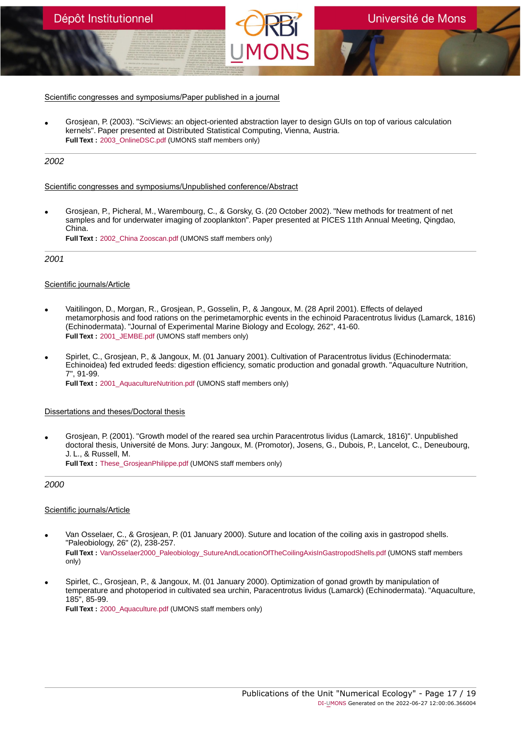Scientific congresses and symposiums/Paper published in a journal

- Grosjean, P. (2003). "SciViews: an object-oriented abstraction layer to design GUIs on top of various calculation kernels". Paper presented at Distributed Statistical Computing, Vienna, Austria.
  **Full Text :** 2003_OnlineDSC.pdf (UMONS staff members only)

*2002*

Scientific congresses and symposiums/Unpublished conference/Abstract

- Grosjean, P., Picheral, M., Warembourg, C., & Gorsky, G. (20 October 2002). "New methods for treatment of net samples and for underwater imaging of zooplankton". Paper presented at PICES 11th Annual Meeting, Qingdao, China.
  **Full Text :** 2002_China Zooscan.pdf (UMONS staff members only)

*2001*

Scientific journals/Article

- Vaitilingon, D., Morgan, R., Grosjean, P., Gosselin, P., & Jangoux, M. (28 April 2001). Effects of delayed metamorphosis and food rations on the perimetamorphic events in the echinoid Paracentrotus lividus (Lamarck, 1816) (Echinodermata). "Journal of Experimental Marine Biology and Ecology, 262", 41-60.
  **Full Text :** 2001_JEMBE.pdf (UMONS staff members only)

- Spirlet, C., Grosjean, P., & Jangoux, M. (01 January 2001). Cultivation of Paracentrotus lividus (Echinodermata: Echinoidea) fed extruded feeds: digestion efficiency, somatic production and gonadal growth. "Aquaculture Nutrition, 7", 91-99.
  **Full Text :** 2001_AquacultureNutrition.pdf (UMONS staff members only)

Dissertations and theses/Doctoral thesis

- Grosjean, P. (2001). "Growth model of the reared sea urchin Paracentrotus lividus (Lamarck, 1816)". Unpublished doctoral thesis, Université de Mons. Jury: Jangoux, M. (Promotor), Josens, G., Dubois, P., Lancelot, C., Deneubourg, J. L., & Russell, M.
  **Full Text :** These_GrosjeanPhilippe.pdf (UMONS staff members only)

*2000*

Scientific journals/Article

- Van Osselaer, C., & Grosjean, P. (01 January 2000). Suture and location of the coiling axis in gastropod shells. "Paleobiology, 26" (2), 238-257.
  **Full Text :** VanOsselaer2000_Paleobiology_SutureAndLocationOfTheCoilingAxisInGastropodShells.pdf (UMONS staff members only)

- Spirlet, C., Grosjean, P., & Jangoux, M. (01 January 2000). Optimization of gonad growth by manipulation of temperature and photoperiod in cultivated sea urchin, Paracentrotus lividus (Lamarck) (Echinodermata). "Aquaculture, 185", 85-99.
  **Full Text :** 2000_Aquaculture.pdf (UMONS staff members only)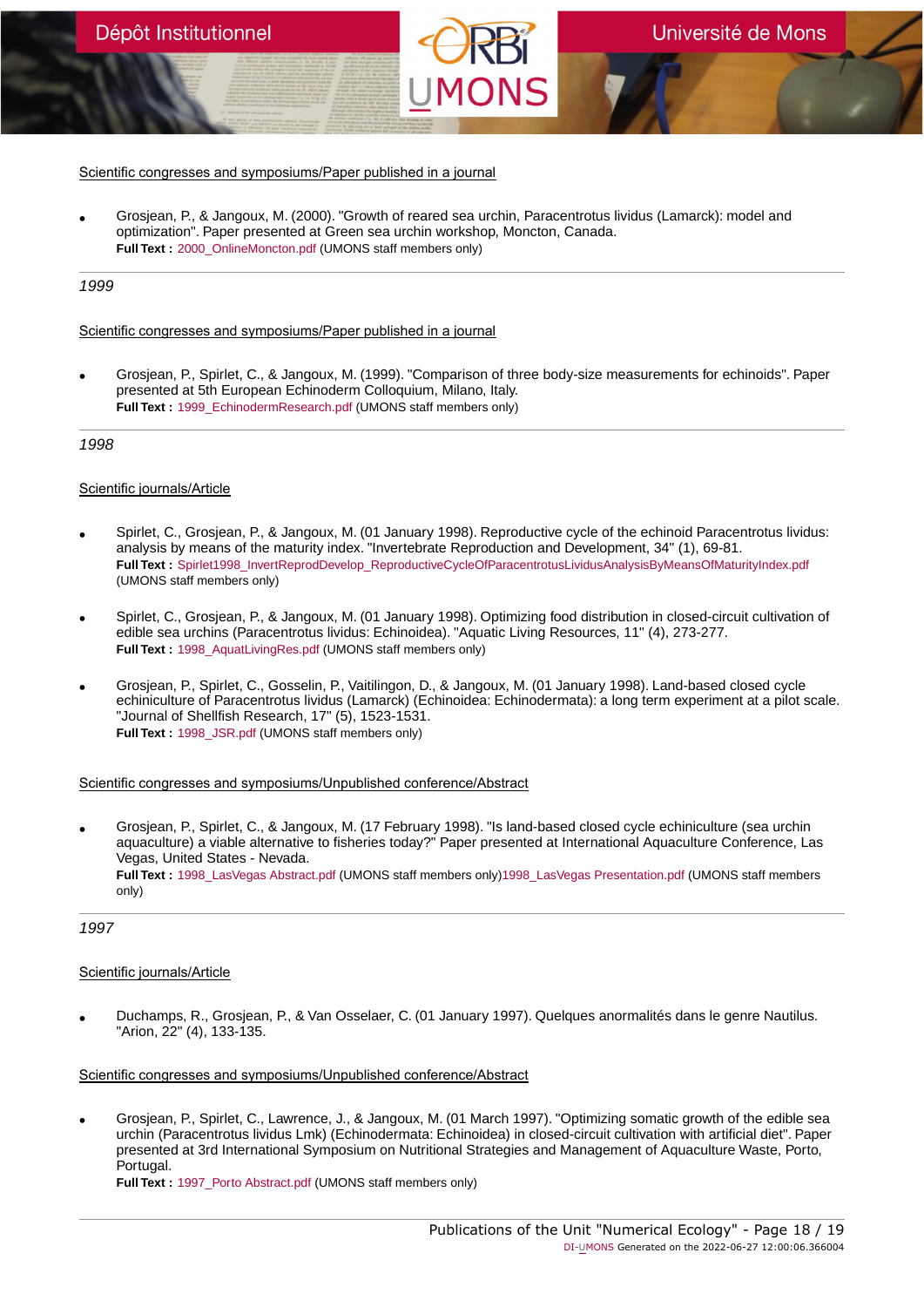[Scientific congresses and symposiums/Paper published in a journal]

- Grosjean, P., & Jangoux, M. (2000). "Growth of reared sea urchin, Paracentrotus lividus (Lamarck): model and optimization". Paper presented at Green sea urchin workshop, Moncton, Canada.
  **Full Text :** 2000_OnlineMoncton.pdf (UMONS staff members only)

---

*1999*

[Scientific congresses and symposiums/Paper published in a journal]

- Grosjean, P., Spirlet, C., & Jangoux, M. (1999). "Comparison of three body-size measurements for echinoids". Paper presented at 5th European Echinoderm Colloquium, Milano, Italy.
  **Full Text :** 1999_EchinodermResearch.pdf (UMONS staff members only)

---

*1998*

[Scientific journals/Article]

- Spirlet, C., Grosjean, P., & Jangoux, M. (01 January 1998). Reproductive cycle of the echinoid Paracentrotus lividus: analysis by means of the maturity index. "Invertebrate Reproduction and Development, 34" (1), 69-81.
  **Full Text :** Spirlet1998_InvertReprodDevelop_ReproductiveCycleOfParacentrotusLividusAnalysisByMeansOfMaturityIndex.pdf (UMONS staff members only)

- Spirlet, C., Grosjean, P., & Jangoux, M. (01 January 1998). Optimizing food distribution in closed-circuit cultivation of edible sea urchins (Paracentrotus lividus: Echinoidea). "Aquatic Living Resources, 11" (4), 273-277.
  **Full Text :** 1998_AquatLivingRes.pdf (UMONS staff members only)

- Grosjean, P., Spirlet, C., Gosselin, P., Vaitilingon, D., & Jangoux, M. (01 January 1998). Land-based closed cycle echiniculture of Paracentrotus lividus (Lamarck) (Echinoidea: Echinodermata): a long term experiment at a pilot scale. "Journal of Shellfish Research, 17" (5), 1523-1531.
  **Full Text :** 1998_JSR.pdf (UMONS staff members only)

[Scientific congresses and symposiums/Unpublished conference/Abstract]

- Grosjean, P., Spirlet, C., & Jangoux, M. (17 February 1998). "Is land-based closed cycle echiniculture (sea urchin aquaculture) a viable alternative to fisheries today?" Paper presented at International Aquaculture Conference, Las Vegas, United States - Nevada.
  **Full Text :** 1998_LasVegas Abstract.pdf (UMONS staff members only)1998_LasVegas Presentation.pdf (UMONS staff members only)

---

*1997*

[Scientific journals/Article]

- Duchamps, R., Grosjean, P., & Van Osselaer, C. (01 January 1997). Quelques anormalités dans le genre Nautilus. "Arion, 22" (4), 133-135.

[Scientific congresses and symposiums/Unpublished conference/Abstract]

- Grosjean, P., Spirlet, C., Lawrence, J., & Jangoux, M. (01 March 1997). "Optimizing somatic growth of the edible sea urchin (Paracentrotus lividus Lmk) (Echinodermata: Echinoidea) in closed-circuit cultivation with artificial diet". Paper presented at 3rd International Symposium on Nutritional Strategies and Management of Aquaculture Waste, Porto, Portugal.
  **Full Text :** 1997_Porto Abstract.pdf (UMONS staff members only)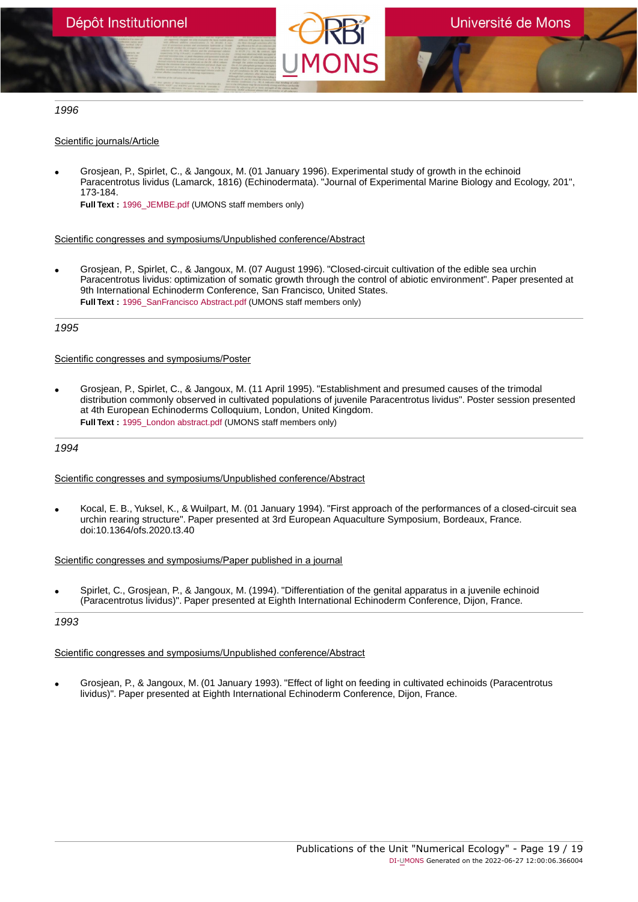*1996*

Scientific journals/Article

- Grosjean, P., Spirlet, C., & Jangoux, M. (01 January 1996). Experimental study of growth in the echinoid Paracentrotus lividus (Lamarck, 1816) (Echinodermata). "Journal of Experimental Marine Biology and Ecology, 201", 173-184.
  **Full Text :** 1996_JEMBE.pdf (UMONS staff members only)

Scientific congresses and symposiums/Unpublished conference/Abstract

- Grosjean, P., Spirlet, C., & Jangoux, M. (07 August 1996). "Closed-circuit cultivation of the edible sea urchin Paracentrotus lividus: optimization of somatic growth through the control of abiotic environment". Paper presented at 9th International Echinoderm Conference, San Francisco, United States.
  **Full Text :** 1996_SanFrancisco Abstract.pdf (UMONS staff members only)

*1995*

Scientific congresses and symposiums/Poster

- Grosjean, P., Spirlet, C., & Jangoux, M. (11 April 1995). "Establishment and presumed causes of the trimodal distribution commonly observed in cultivated populations of juvenile Paracentrotus lividus". Poster session presented at 4th European Echinoderms Colloquium, London, United Kingdom.
  **Full Text :** 1995_London abstract.pdf (UMONS staff members only)

*1994*

Scientific congresses and symposiums/Unpublished conference/Abstract

- Kocal, E. B., Yuksel, K., & Wuilpart, M. (01 January 1994). "First approach of the performances of a closed-circuit sea urchin rearing structure". Paper presented at 3rd European Aquaculture Symposium, Bordeaux, France. doi:10.1364/ofs.2020.t3.40

Scientific congresses and symposiums/Paper published in a journal

- Spirlet, C., Grosjean, P., & Jangoux, M. (1994). "Differentiation of the genital apparatus in a juvenile echinoid (Paracentrotus lividus)". Paper presented at Eighth International Echinoderm Conference, Dijon, France.

*1993*

Scientific congresses and symposiums/Unpublished conference/Abstract

- Grosjean, P., & Jangoux, M. (01 January 1993). "Effect of light on feeding in cultivated echinoids (Paracentrotus lividus)". Paper presented at Eighth International Echinoderm Conference, Dijon, France.